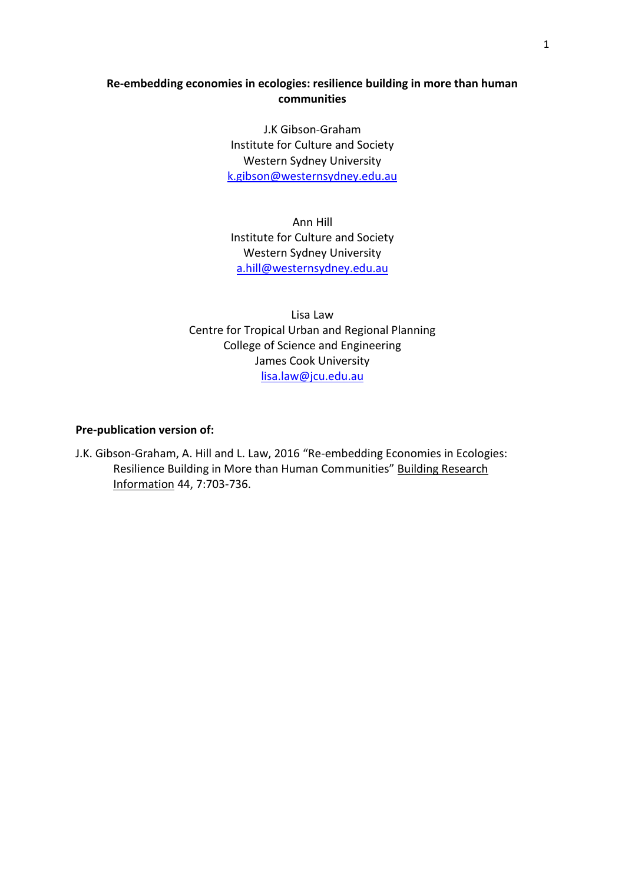**Re-embedding economies in ecologies: resilience building in more than human communities**

J.K Gibson-Graham
Institute for Culture and Society
Western Sydney University
k.gibson@westernsydney.edu.au

Ann Hill
Institute for Culture and Society
Western Sydney University
a.hill@westernsydney.edu.au

Lisa Law
Centre for Tropical Urban and Regional Planning
College of Science and Engineering
James Cook University
lisa.law@jcu.edu.au

**Pre-publication version of:**

J.K. Gibson-Graham, A. Hill and L. Law, 2016 "Re-embedding Economies in Ecologies: Resilience Building in More than Human Communities" Building Research Information 44, 7:703-736.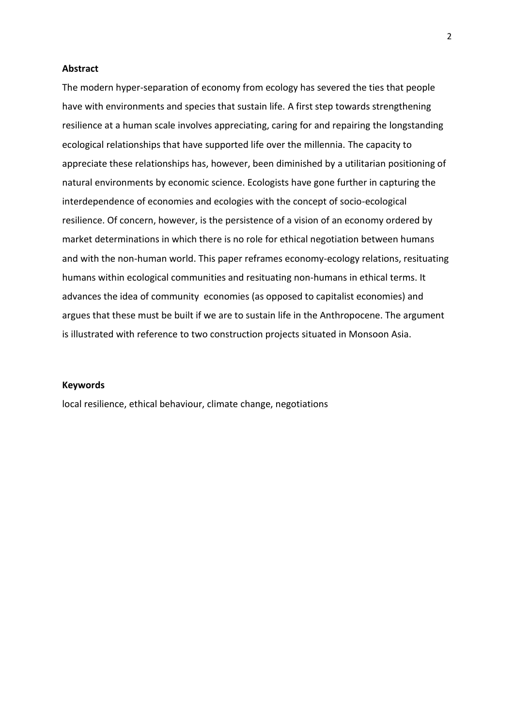**Abstract**

The modern hyper-separation of economy from ecology has severed the ties that people have with environments and species that sustain life. A first step towards strengthening resilience at a human scale involves appreciating, caring for and repairing the longstanding ecological relationships that have supported life over the millennia. The capacity to appreciate these relationships has, however, been diminished by a utilitarian positioning of natural environments by economic science. Ecologists have gone further in capturing the interdependence of economies and ecologies with the concept of socio-ecological resilience. Of concern, however, is the persistence of a vision of an economy ordered by market determinations in which there is no role for ethical negotiation between humans and with the non-human world. This paper reframes economy-ecology relations, resituating humans within ecological communities and resituating non-humans in ethical terms. It advances the idea of community economies (as opposed to capitalist economies) and argues that these must be built if we are to sustain life in the Anthropocene. The argument is illustrated with reference to two construction projects situated in Monsoon Asia.

**Keywords**

local resilience, ethical behaviour, climate change, negotiations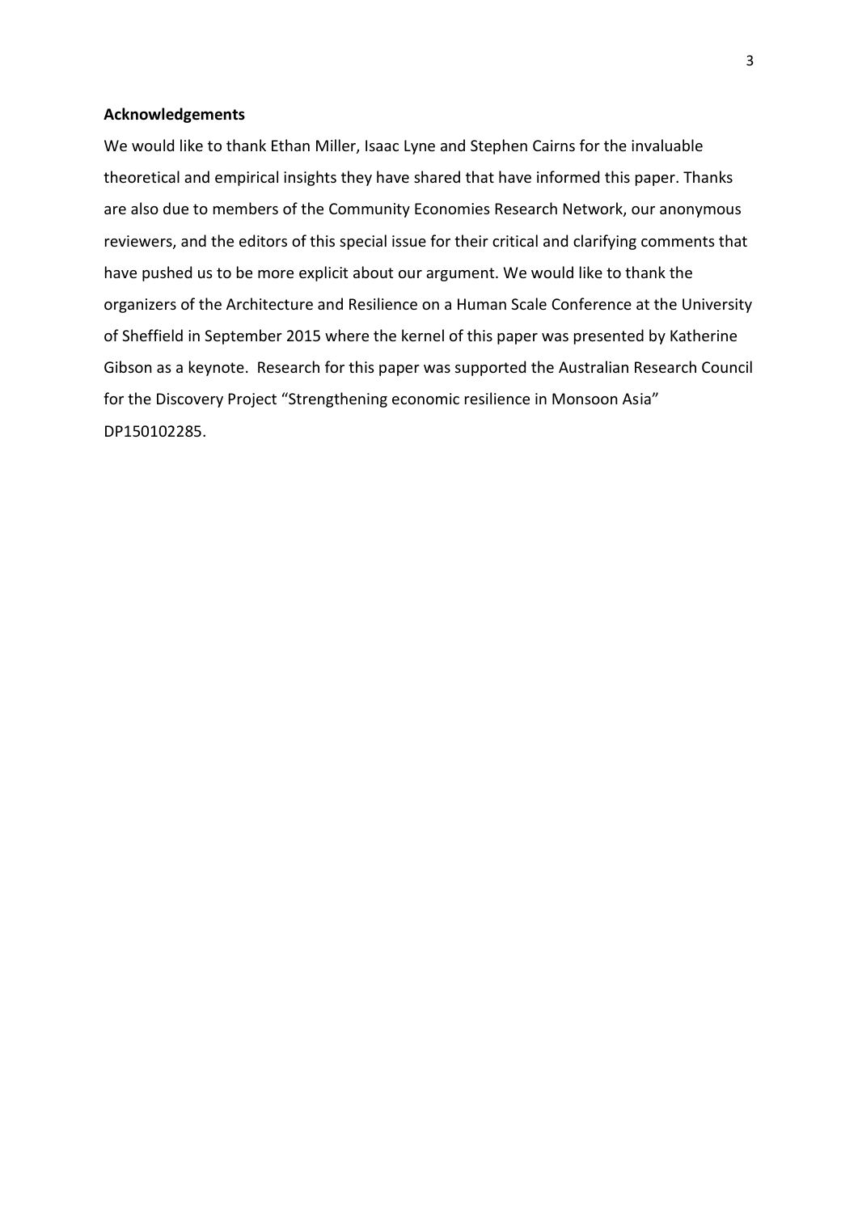**Acknowledgements**

We would like to thank Ethan Miller, Isaac Lyne and Stephen Cairns for the invaluable theoretical and empirical insights they have shared that have informed this paper. Thanks are also due to members of the Community Economies Research Network, our anonymous reviewers, and the editors of this special issue for their critical and clarifying comments that have pushed us to be more explicit about our argument. We would like to thank the organizers of the Architecture and Resilience on a Human Scale Conference at the University of Sheffield in September 2015 where the kernel of this paper was presented by Katherine Gibson as a keynote. Research for this paper was supported the Australian Research Council for the Discovery Project "Strengthening economic resilience in Monsoon Asia" DP150102285.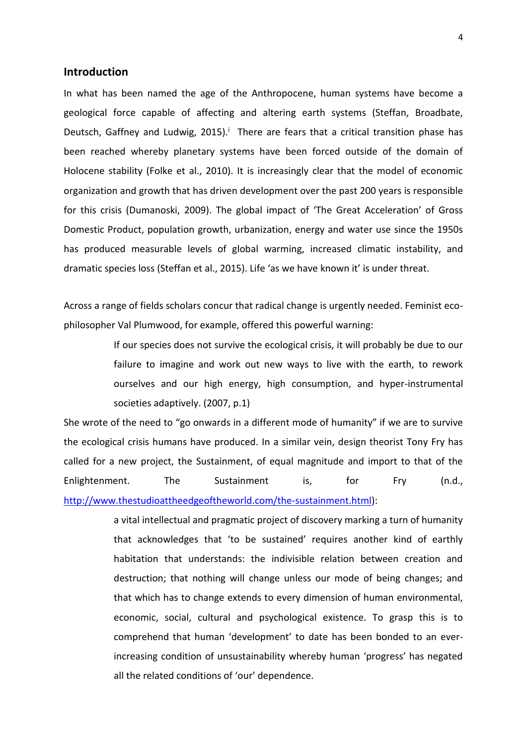## Introduction

In what has been named the age of the Anthropocene, human systems have become a geological force capable of affecting and altering earth systems (Steffan, Broadbate, Deutsch, Gaffney and Ludwig, 2015).[i] There are fears that a critical transition phase has been reached whereby planetary systems have been forced outside of the domain of Holocene stability (Folke et al., 2010). It is increasingly clear that the model of economic organization and growth that has driven development over the past 200 years is responsible for this crisis (Dumanoski, 2009). The global impact of 'The Great Acceleration' of Gross Domestic Product, population growth, urbanization, energy and water use since the 1950s has produced measurable levels of global warming, increased climatic instability, and dramatic species loss (Steffan et al., 2015). Life 'as we have known it' is under threat.

Across a range of fields scholars concur that radical change is urgently needed. Feminist eco-philosopher Val Plumwood, for example, offered this powerful warning:

> If our species does not survive the ecological crisis, it will probably be due to our failure to imagine and work out new ways to live with the earth, to rework ourselves and our high energy, high consumption, and hyper-instrumental societies adaptively. (2007, p.1)

She wrote of the need to "go onwards in a different mode of humanity" if we are to survive the ecological crisis humans have produced. In a similar vein, design theorist Tony Fry has called for a new project, the Sustainment, of equal magnitude and import to that of the Enlightenment. The Sustainment is, for Fry (n.d., http://www.thestudioattheedgeoftheworld.com/the-sustainment.html):

> a vital intellectual and pragmatic project of discovery marking a turn of humanity that acknowledges that 'to be sustained' requires another kind of earthly habitation that understands: the indivisible relation between creation and destruction; that nothing will change unless our mode of being changes; and that which has to change extends to every dimension of human environmental, economic, social, cultural and psychological existence. To grasp this is to comprehend that human 'development' to date has been bonded to an ever-increasing condition of unsustainability whereby human 'progress' has negated all the related conditions of 'our' dependence.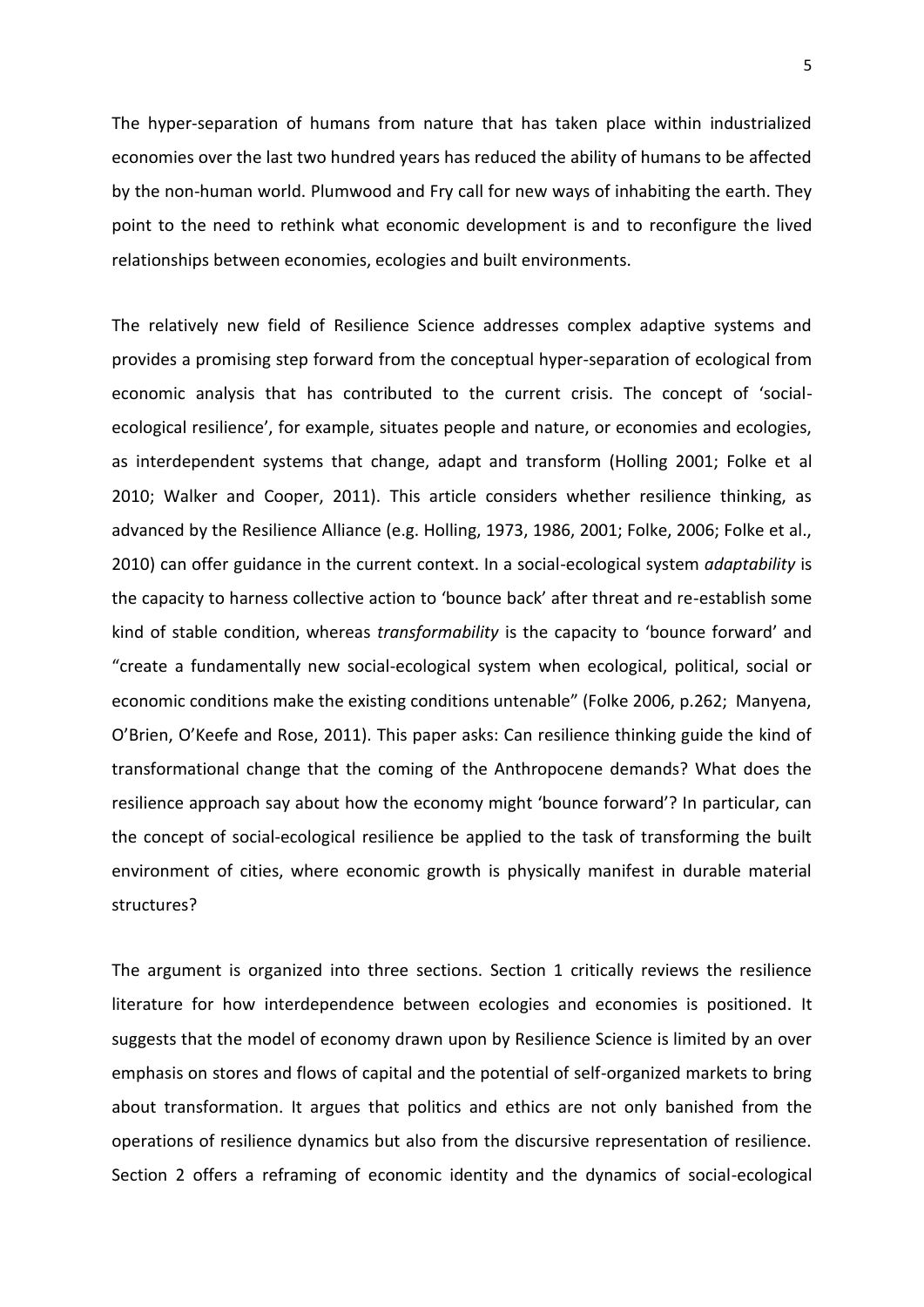The hyper-separation of humans from nature that has taken place within industrialized economies over the last two hundred years has reduced the ability of humans to be affected by the non-human world. Plumwood and Fry call for new ways of inhabiting the earth. They point to the need to rethink what economic development is and to reconfigure the lived relationships between economies, ecologies and built environments.

The relatively new field of Resilience Science addresses complex adaptive systems and provides a promising step forward from the conceptual hyper-separation of ecological from economic analysis that has contributed to the current crisis. The concept of 'social-ecological resilience', for example, situates people and nature, or economies and ecologies, as interdependent systems that change, adapt and transform (Holling 2001; Folke et al 2010; Walker and Cooper, 2011). This article considers whether resilience thinking, as advanced by the Resilience Alliance (e.g. Holling, 1973, 1986, 2001; Folke, 2006; Folke et al., 2010) can offer guidance in the current context. In a social-ecological system *adaptability* is the capacity to harness collective action to 'bounce back' after threat and re-establish some kind of stable condition, whereas *transformability* is the capacity to 'bounce forward' and "create a fundamentally new social-ecological system when ecological, political, social or economic conditions make the existing conditions untenable" (Folke 2006, p.262; Manyena, O'Brien, O'Keefe and Rose, 2011). This paper asks: Can resilience thinking guide the kind of transformational change that the coming of the Anthropocene demands? What does the resilience approach say about how the economy might 'bounce forward'? In particular, can the concept of social-ecological resilience be applied to the task of transforming the built environment of cities, where economic growth is physically manifest in durable material structures?

The argument is organized into three sections. Section 1 critically reviews the resilience literature for how interdependence between ecologies and economies is positioned. It suggests that the model of economy drawn upon by Resilience Science is limited by an over emphasis on stores and flows of capital and the potential of self-organized markets to bring about transformation. It argues that politics and ethics are not only banished from the operations of resilience dynamics but also from the discursive representation of resilience. Section 2 offers a reframing of economic identity and the dynamics of social-ecological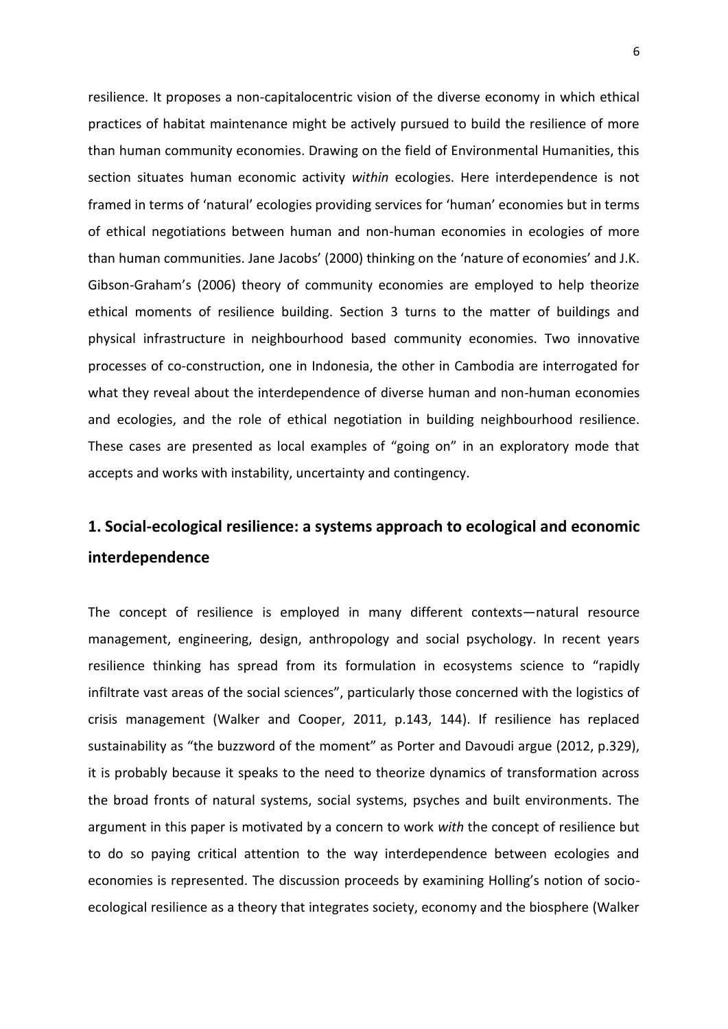resilience. It proposes a non-capitalocentric vision of the diverse economy in which ethical practices of habitat maintenance might be actively pursued to build the resilience of more than human community economies. Drawing on the field of Environmental Humanities, this section situates human economic activity *within* ecologies. Here interdependence is not framed in terms of 'natural' ecologies providing services for 'human' economies but in terms of ethical negotiations between human and non-human economies in ecologies of more than human communities. Jane Jacobs' (2000) thinking on the 'nature of economies' and J.K. Gibson-Graham's (2006) theory of community economies are employed to help theorize ethical moments of resilience building. Section 3 turns to the matter of buildings and physical infrastructure in neighbourhood based community economies. Two innovative processes of co-construction, one in Indonesia, the other in Cambodia are interrogated for what they reveal about the interdependence of diverse human and non-human economies and ecologies, and the role of ethical negotiation in building neighbourhood resilience. These cases are presented as local examples of "going on" in an exploratory mode that accepts and works with instability, uncertainty and contingency.

## 1. Social-ecological resilience: a systems approach to ecological and economic interdependence

The concept of resilience is employed in many different contexts—natural resource management, engineering, design, anthropology and social psychology. In recent years resilience thinking has spread from its formulation in ecosystems science to "rapidly infiltrate vast areas of the social sciences", particularly those concerned with the logistics of crisis management (Walker and Cooper, 2011, p.143, 144). If resilience has replaced sustainability as "the buzzword of the moment" as Porter and Davoudi argue (2012, p.329), it is probably because it speaks to the need to theorize dynamics of transformation across the broad fronts of natural systems, social systems, psyches and built environments. The argument in this paper is motivated by a concern to work *with* the concept of resilience but to do so paying critical attention to the way interdependence between ecologies and economies is represented. The discussion proceeds by examining Holling's notion of socio-ecological resilience as a theory that integrates society, economy and the biosphere (Walker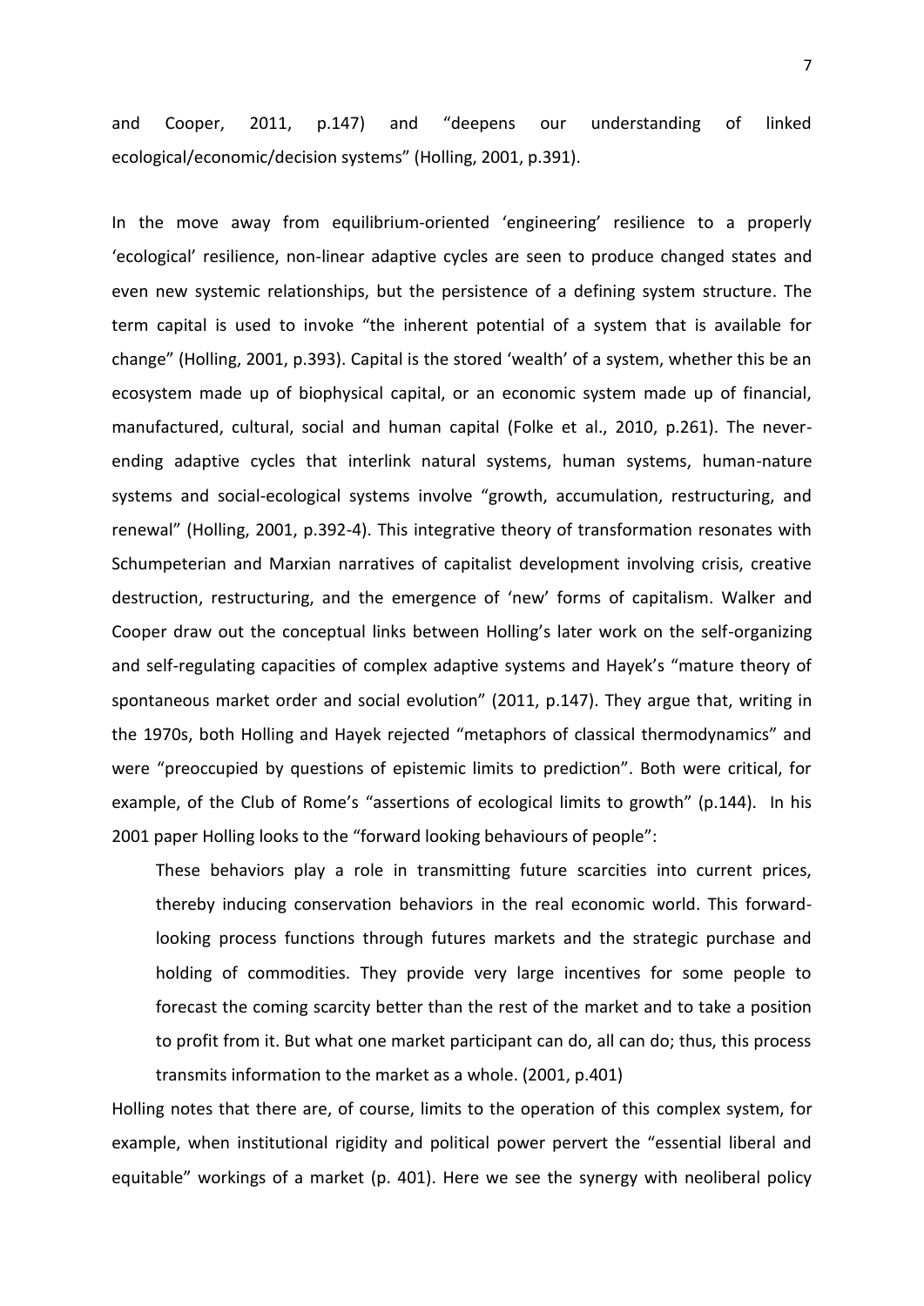and Cooper, 2011, p.147) and "deepens our understanding of linked ecological/economic/decision systems" (Holling, 2001, p.391).

In the move away from equilibrium-oriented 'engineering' resilience to a properly 'ecological' resilience, non-linear adaptive cycles are seen to produce changed states and even new systemic relationships, but the persistence of a defining system structure. The term capital is used to invoke "the inherent potential of a system that is available for change" (Holling, 2001, p.393). Capital is the stored 'wealth' of a system, whether this be an ecosystem made up of biophysical capital, or an economic system made up of financial, manufactured, cultural, social and human capital (Folke et al., 2010, p.261). The never-ending adaptive cycles that interlink natural systems, human systems, human-nature systems and social-ecological systems involve "growth, accumulation, restructuring, and renewal" (Holling, 2001, p.392-4). This integrative theory of transformation resonates with Schumpeterian and Marxian narratives of capitalist development involving crisis, creative destruction, restructuring, and the emergence of 'new' forms of capitalism. Walker and Cooper draw out the conceptual links between Holling's later work on the self-organizing and self-regulating capacities of complex adaptive systems and Hayek's "mature theory of spontaneous market order and social evolution" (2011, p.147). They argue that, writing in the 1970s, both Holling and Hayek rejected "metaphors of classical thermodynamics" and were "preoccupied by questions of epistemic limits to prediction". Both were critical, for example, of the Club of Rome's "assertions of ecological limits to growth" (p.144). In his 2001 paper Holling looks to the "forward looking behaviours of people":

> These behaviors play a role in transmitting future scarcities into current prices, thereby inducing conservation behaviors in the real economic world. This forward-looking process functions through futures markets and the strategic purchase and holding of commodities. They provide very large incentives for some people to forecast the coming scarcity better than the rest of the market and to take a position to profit from it. But what one market participant can do, all can do; thus, this process transmits information to the market as a whole. (2001, p.401)

Holling notes that there are, of course, limits to the operation of this complex system, for example, when institutional rigidity and political power pervert the "essential liberal and equitable" workings of a market (p. 401). Here we see the synergy with neoliberal policy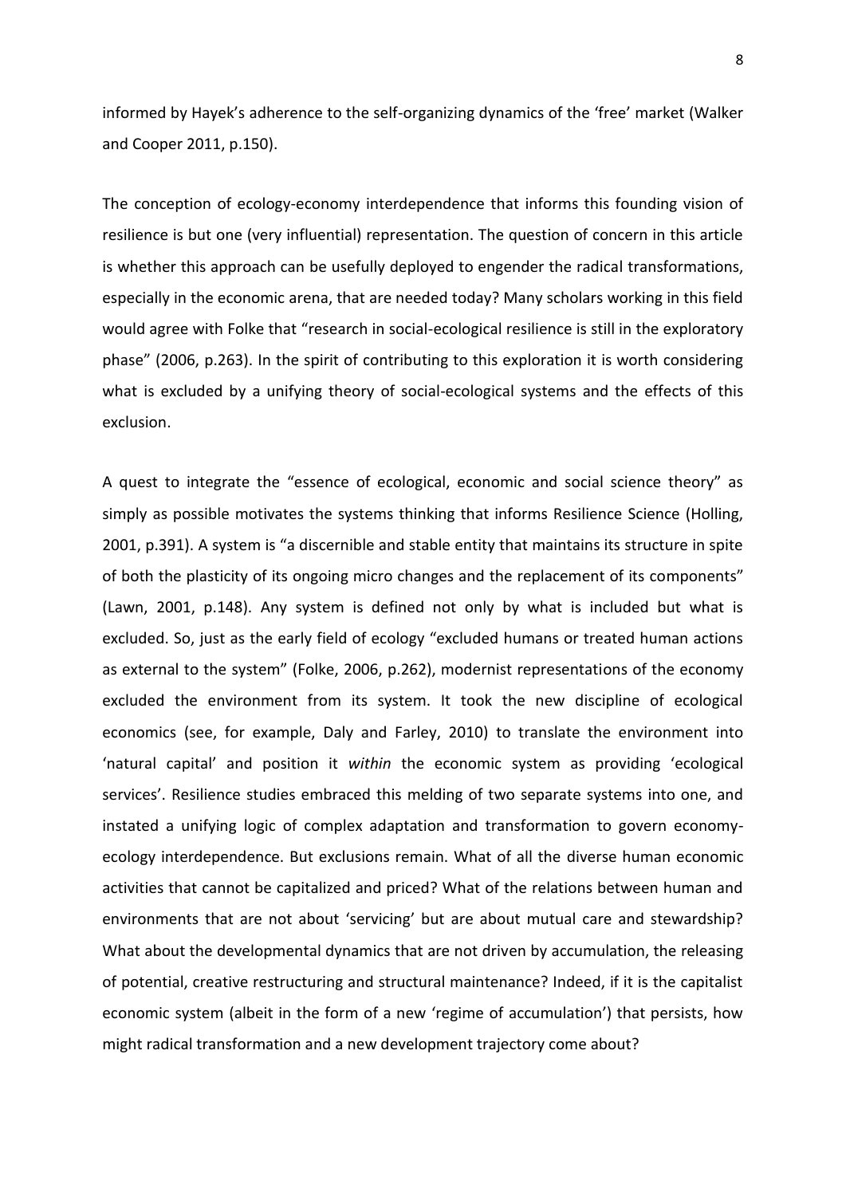informed by Hayek's adherence to the self-organizing dynamics of the 'free' market (Walker and Cooper 2011, p.150).

The conception of ecology-economy interdependence that informs this founding vision of resilience is but one (very influential) representation. The question of concern in this article is whether this approach can be usefully deployed to engender the radical transformations, especially in the economic arena, that are needed today? Many scholars working in this field would agree with Folke that "research in social-ecological resilience is still in the exploratory phase" (2006, p.263). In the spirit of contributing to this exploration it is worth considering what is excluded by a unifying theory of social-ecological systems and the effects of this exclusion.

A quest to integrate the "essence of ecological, economic and social science theory" as simply as possible motivates the systems thinking that informs Resilience Science (Holling, 2001, p.391). A system is "a discernible and stable entity that maintains its structure in spite of both the plasticity of its ongoing micro changes and the replacement of its components" (Lawn, 2001, p.148). Any system is defined not only by what is included but what is excluded. So, just as the early field of ecology "excluded humans or treated human actions as external to the system" (Folke, 2006, p.262), modernist representations of the economy excluded the environment from its system. It took the new discipline of ecological economics (see, for example, Daly and Farley, 2010) to translate the environment into 'natural capital' and position it *within* the economic system as providing 'ecological services'. Resilience studies embraced this melding of two separate systems into one, and instated a unifying logic of complex adaptation and transformation to govern economy-ecology interdependence. But exclusions remain. What of all the diverse human economic activities that cannot be capitalized and priced? What of the relations between human and environments that are not about 'servicing' but are about mutual care and stewardship? What about the developmental dynamics that are not driven by accumulation, the releasing of potential, creative restructuring and structural maintenance? Indeed, if it is the capitalist economic system (albeit in the form of a new 'regime of accumulation') that persists, how might radical transformation and a new development trajectory come about?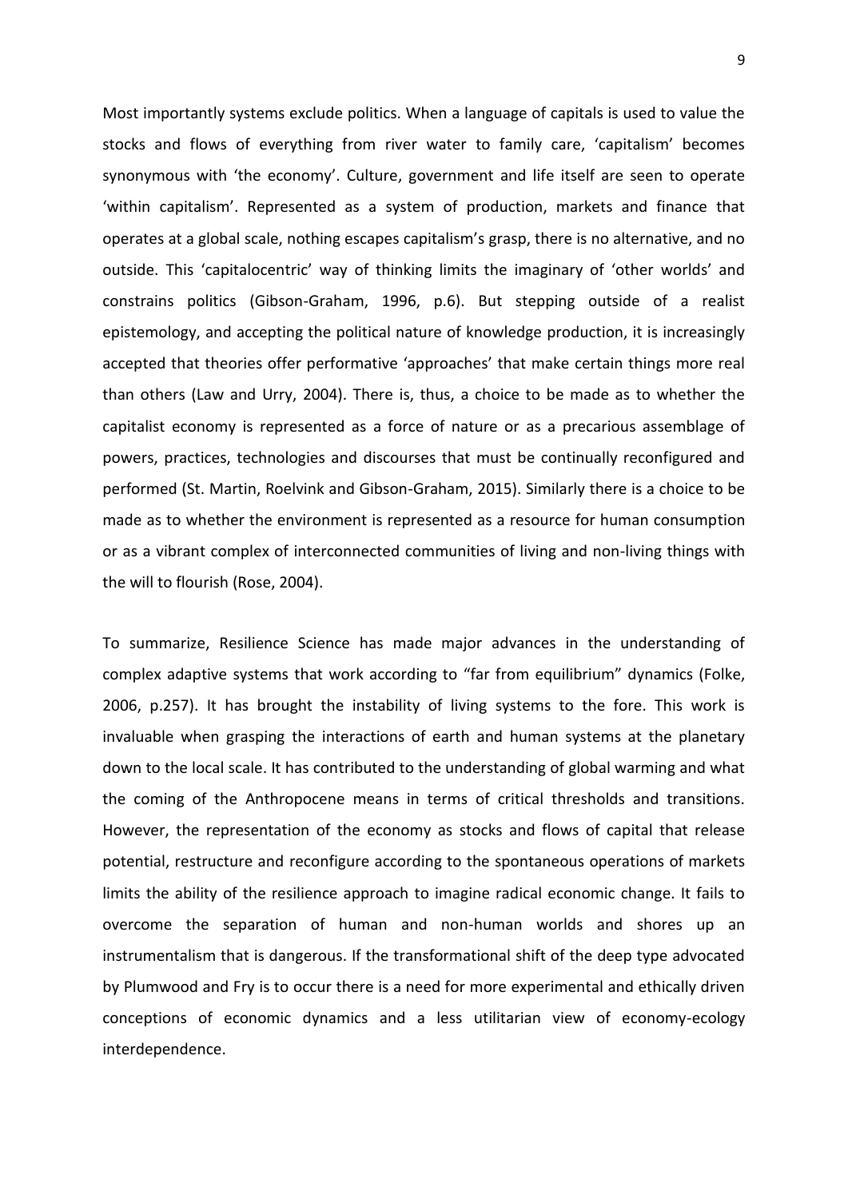Most importantly systems exclude politics. When a language of capitals is used to value the stocks and flows of everything from river water to family care, 'capitalism' becomes synonymous with 'the economy'. Culture, government and life itself are seen to operate 'within capitalism'. Represented as a system of production, markets and finance that operates at a global scale, nothing escapes capitalism's grasp, there is no alternative, and no outside. This 'capitalocentric' way of thinking limits the imaginary of 'other worlds' and constrains politics (Gibson-Graham, 1996, p.6). But stepping outside of a realist epistemology, and accepting the political nature of knowledge production, it is increasingly accepted that theories offer performative 'approaches' that make certain things more real than others (Law and Urry, 2004). There is, thus, a choice to be made as to whether the capitalist economy is represented as a force of nature or as a precarious assemblage of powers, practices, technologies and discourses that must be continually reconfigured and performed (St. Martin, Roelvink and Gibson-Graham, 2015). Similarly there is a choice to be made as to whether the environment is represented as a resource for human consumption or as a vibrant complex of interconnected communities of living and non-living things with the will to flourish (Rose, 2004).

To summarize, Resilience Science has made major advances in the understanding of complex adaptive systems that work according to "far from equilibrium" dynamics (Folke, 2006, p.257). It has brought the instability of living systems to the fore. This work is invaluable when grasping the interactions of earth and human systems at the planetary down to the local scale. It has contributed to the understanding of global warming and what the coming of the Anthropocene means in terms of critical thresholds and transitions. However, the representation of the economy as stocks and flows of capital that release potential, restructure and reconfigure according to the spontaneous operations of markets limits the ability of the resilience approach to imagine radical economic change. It fails to overcome the separation of human and non-human worlds and shores up an instrumentalism that is dangerous. If the transformational shift of the deep type advocated by Plumwood and Fry is to occur there is a need for more experimental and ethically driven conceptions of economic dynamics and a less utilitarian view of economy-ecology interdependence.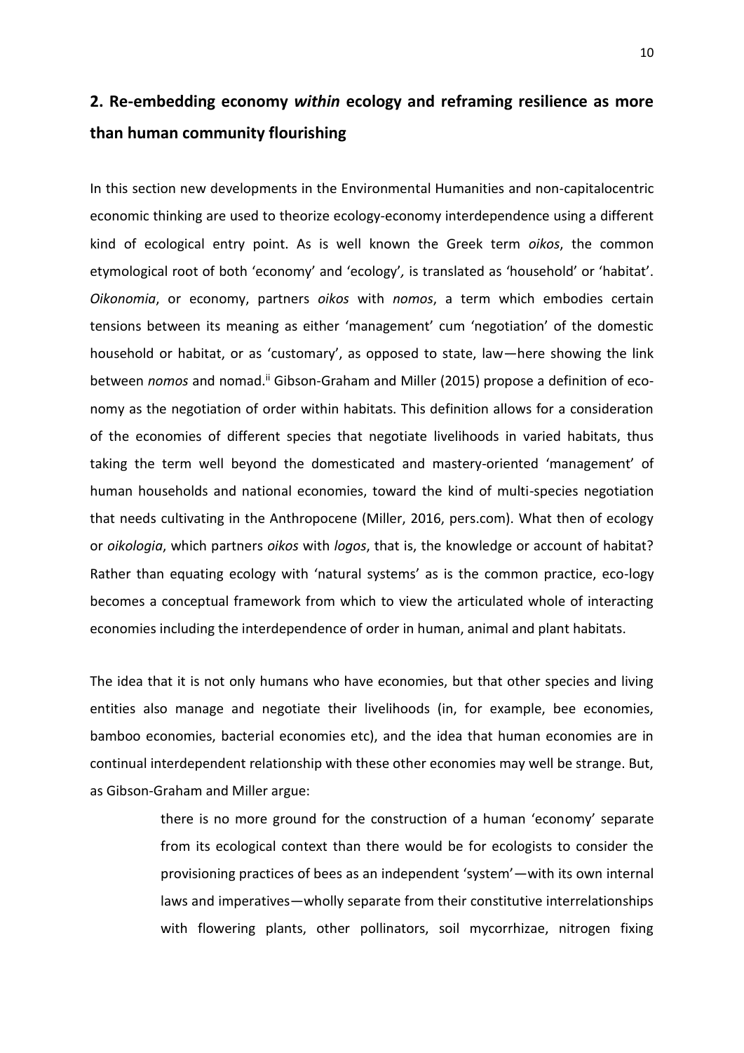## 2. Re-embedding economy *within* ecology and reframing resilience as more than human community flourishing

In this section new developments in the Environmental Humanities and non-capitalocentric economic thinking are used to theorize ecology-economy interdependence using a different kind of ecological entry point. As is well known the Greek term *oikos*, the common etymological root of both 'economy' and 'ecology', is translated as 'household' or 'habitat'. *Oikonomia*, or economy, partners *oikos* with *nomos*, a term which embodies certain tensions between its meaning as either 'management' cum 'negotiation' of the domestic household or habitat, or as 'customary', as opposed to state, law—here showing the link between *nomos* and nomad.[ii] Gibson-Graham and Miller (2015) propose a definition of economy as the negotiation of order within habitats. This definition allows for a consideration of the economies of different species that negotiate livelihoods in varied habitats, thus taking the term well beyond the domesticated and mastery-oriented 'management' of human households and national economies, toward the kind of multi-species negotiation that needs cultivating in the Anthropocene (Miller, 2016, pers.com). What then of ecology or *oikologia*, which partners *oikos* with *logos*, that is, the knowledge or account of habitat? Rather than equating ecology with 'natural systems' as is the common practice, eco-logy becomes a conceptual framework from which to view the articulated whole of interacting economies including the interdependence of order in human, animal and plant habitats.

The idea that it is not only humans who have economies, but that other species and living entities also manage and negotiate their livelihoods (in, for example, bee economies, bamboo economies, bacterial economies etc), and the idea that human economies are in continual interdependent relationship with these other economies may well be strange. But, as Gibson-Graham and Miller argue:

> there is no more ground for the construction of a human 'economy' separate from its ecological context than there would be for ecologists to consider the provisioning practices of bees as an independent 'system'—with its own internal laws and imperatives—wholly separate from their constitutive interrelationships with flowering plants, other pollinators, soil mycorrhizae, nitrogen fixing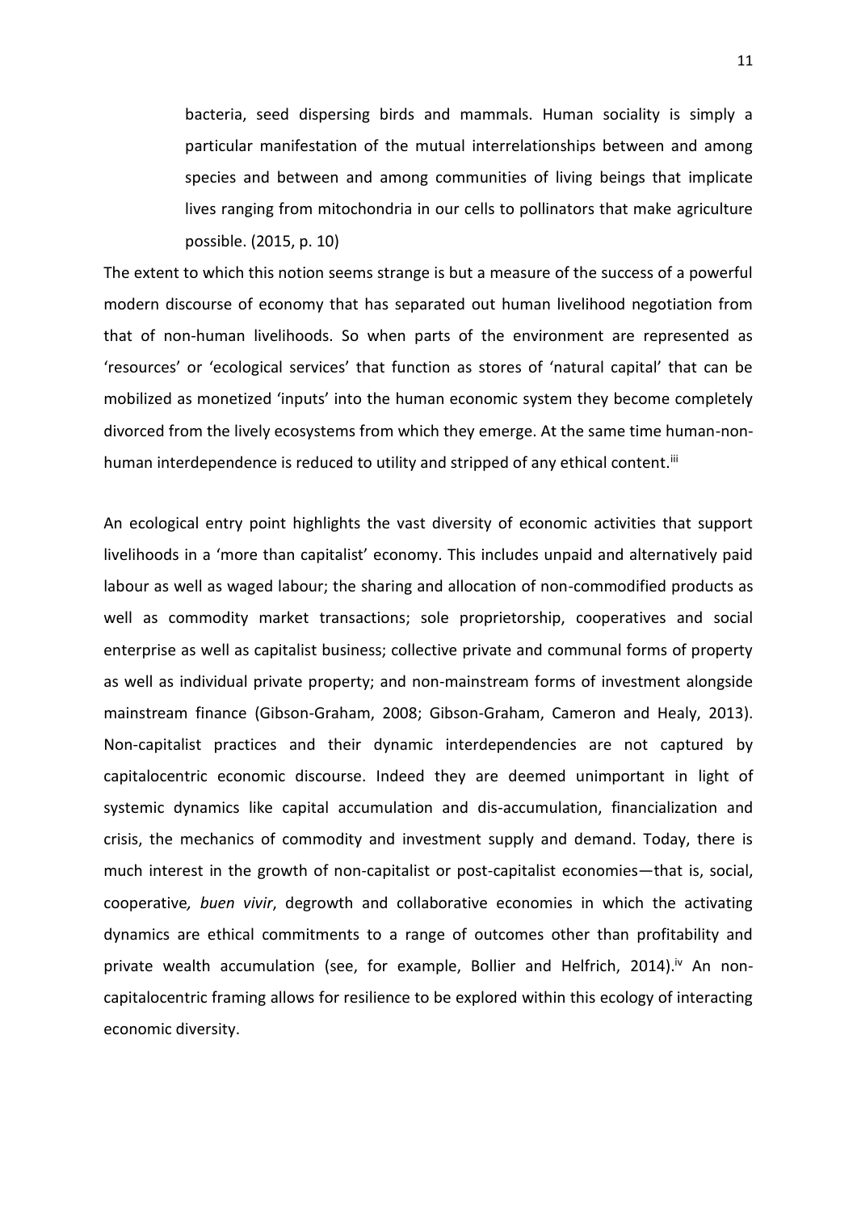> bacteria, seed dispersing birds and mammals. Human sociality is simply a particular manifestation of the mutual interrelationships between and among species and between and among communities of living beings that implicate lives ranging from mitochondria in our cells to pollinators that make agriculture possible. (2015, p. 10)

The extent to which this notion seems strange is but a measure of the success of a powerful modern discourse of economy that has separated out human livelihood negotiation from that of non-human livelihoods. So when parts of the environment are represented as 'resources' or 'ecological services' that function as stores of 'natural capital' that can be mobilized as monetized 'inputs' into the human economic system they become completely divorced from the lively ecosystems from which they emerge. At the same time human-non-human interdependence is reduced to utility and stripped of any ethical content.[iii]

An ecological entry point highlights the vast diversity of economic activities that support livelihoods in a 'more than capitalist' economy. This includes unpaid and alternatively paid labour as well as waged labour; the sharing and allocation of non-commodified products as well as commodity market transactions; sole proprietorship, cooperatives and social enterprise as well as capitalist business; collective private and communal forms of property as well as individual private property; and non-mainstream forms of investment alongside mainstream finance (Gibson-Graham, 2008; Gibson-Graham, Cameron and Healy, 2013). Non-capitalist practices and their dynamic interdependencies are not captured by capitalocentric economic discourse. Indeed they are deemed unimportant in light of systemic dynamics like capital accumulation and dis-accumulation, financialization and crisis, the mechanics of commodity and investment supply and demand. Today, there is much interest in the growth of non-capitalist or post-capitalist economies—that is, social, cooperative*, buen vivir*, degrowth and collaborative economies in which the activating dynamics are ethical commitments to a range of outcomes other than profitability and private wealth accumulation (see, for example, Bollier and Helfrich, 2014).[iv] An non-capitalocentric framing allows for resilience to be explored within this ecology of interacting economic diversity.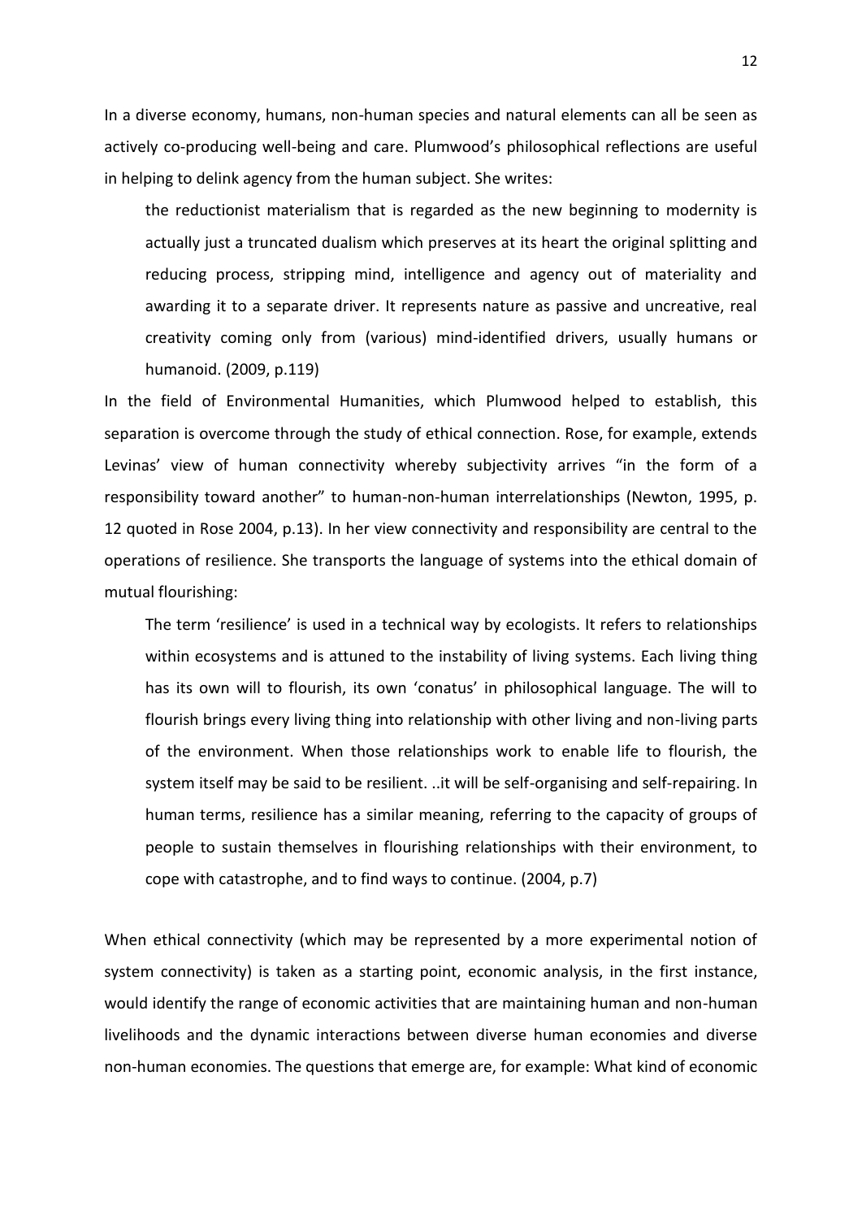In a diverse economy, humans, non-human species and natural elements can all be seen as actively co-producing well-being and care. Plumwood's philosophical reflections are useful in helping to delink agency from the human subject. She writes:

> the reductionist materialism that is regarded as the new beginning to modernity is actually just a truncated dualism which preserves at its heart the original splitting and reducing process, stripping mind, intelligence and agency out of materiality and awarding it to a separate driver. It represents nature as passive and uncreative, real creativity coming only from (various) mind-identified drivers, usually humans or humanoid. (2009, p.119)

In the field of Environmental Humanities, which Plumwood helped to establish, this separation is overcome through the study of ethical connection. Rose, for example, extends Levinas' view of human connectivity whereby subjectivity arrives "in the form of a responsibility toward another" to human-non-human interrelationships (Newton, 1995, p. 12 quoted in Rose 2004, p.13). In her view connectivity and responsibility are central to the operations of resilience. She transports the language of systems into the ethical domain of mutual flourishing:

> The term 'resilience' is used in a technical way by ecologists. It refers to relationships within ecosystems and is attuned to the instability of living systems. Each living thing has its own will to flourish, its own 'conatus' in philosophical language. The will to flourish brings every living thing into relationship with other living and non-living parts of the environment. When those relationships work to enable life to flourish, the system itself may be said to be resilient. ..it will be self-organising and self-repairing. In human terms, resilience has a similar meaning, referring to the capacity of groups of people to sustain themselves in flourishing relationships with their environment, to cope with catastrophe, and to find ways to continue. (2004, p.7)

When ethical connectivity (which may be represented by a more experimental notion of system connectivity) is taken as a starting point, economic analysis, in the first instance, would identify the range of economic activities that are maintaining human and non-human livelihoods and the dynamic interactions between diverse human economies and diverse non-human economies. The questions that emerge are, for example: What kind of economic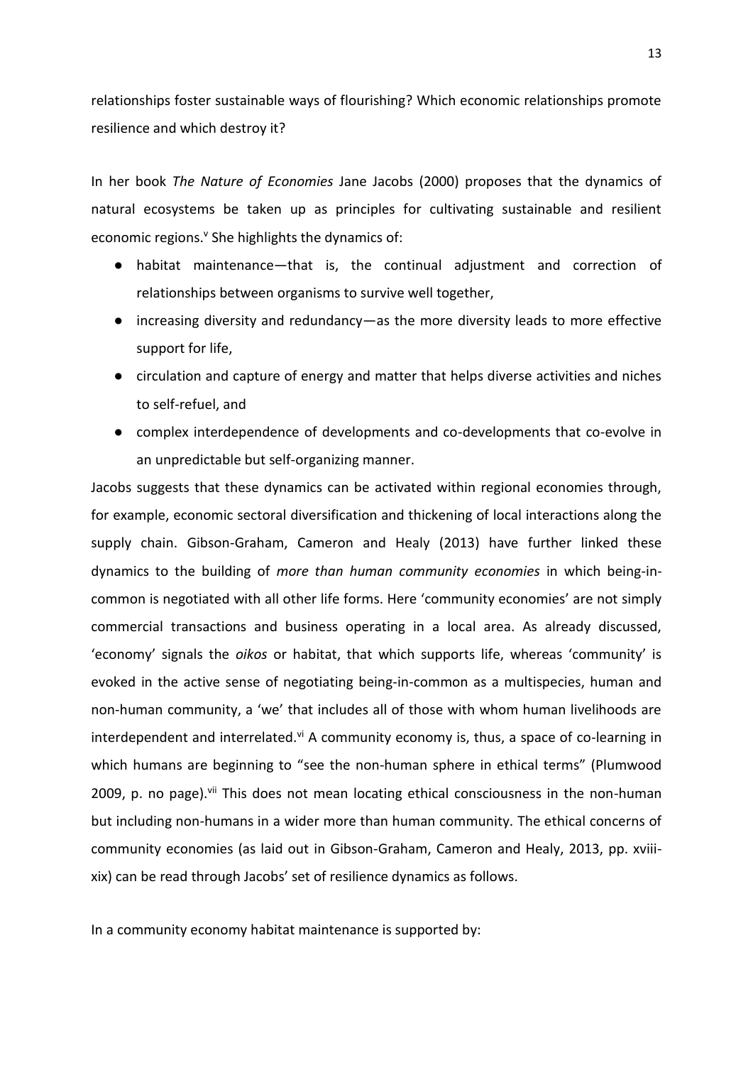relationships foster sustainable ways of flourishing? Which economic relationships promote resilience and which destroy it?

In her book *The Nature of Economies* Jane Jacobs (2000) proposes that the dynamics of natural ecosystems be taken up as principles for cultivating sustainable and resilient economic regions.[v] She highlights the dynamics of:

- habitat maintenance—that is, the continual adjustment and correction of relationships between organisms to survive well together,
- increasing diversity and redundancy—as the more diversity leads to more effective support for life,
- circulation and capture of energy and matter that helps diverse activities and niches to self-refuel, and
- complex interdependence of developments and co-developments that co-evolve in an unpredictable but self-organizing manner.

Jacobs suggests that these dynamics can be activated within regional economies through, for example, economic sectoral diversification and thickening of local interactions along the supply chain. Gibson-Graham, Cameron and Healy (2013) have further linked these dynamics to the building of *more than human community economies* in which being-in-common is negotiated with all other life forms. Here 'community economies' are not simply commercial transactions and business operating in a local area. As already discussed, 'economy' signals the *oikos* or habitat, that which supports life, whereas 'community' is evoked in the active sense of negotiating being-in-common as a multispecies, human and non-human community, a 'we' that includes all of those with whom human livelihoods are interdependent and interrelated.[vi] A community economy is, thus, a space of co-learning in which humans are beginning to "see the non-human sphere in ethical terms" (Plumwood 2009, p. no page).[vii] This does not mean locating ethical consciousness in the non-human but including non-humans in a wider more than human community. The ethical concerns of community economies (as laid out in Gibson-Graham, Cameron and Healy, 2013, pp. xviii-xix) can be read through Jacobs' set of resilience dynamics as follows.

In a community economy habitat maintenance is supported by: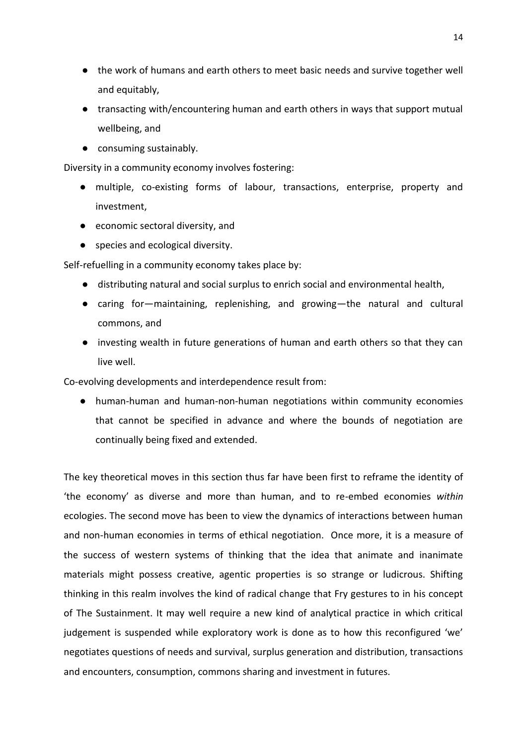- the work of humans and earth others to meet basic needs and survive together well and equitably,
- transacting with/encountering human and earth others in ways that support mutual wellbeing, and
- consuming sustainably.

Diversity in a community economy involves fostering:

- multiple, co-existing forms of labour, transactions, enterprise, property and investment,
- economic sectoral diversity, and
- species and ecological diversity.

Self-refuelling in a community economy takes place by:

- distributing natural and social surplus to enrich social and environmental health,
- caring for—maintaining, replenishing, and growing—the natural and cultural commons, and
- investing wealth in future generations of human and earth others so that they can live well.

Co-evolving developments and interdependence result from:

- human-human and human-non-human negotiations within community economies that cannot be specified in advance and where the bounds of negotiation are continually being fixed and extended.

The key theoretical moves in this section thus far have been first to reframe the identity of 'the economy' as diverse and more than human, and to re-embed economies *within* ecologies. The second move has been to view the dynamics of interactions between human and non-human economies in terms of ethical negotiation. Once more, it is a measure of the success of western systems of thinking that the idea that animate and inanimate materials might possess creative, agentic properties is so strange or ludicrous. Shifting thinking in this realm involves the kind of radical change that Fry gestures to in his concept of The Sustainment. It may well require a new kind of analytical practice in which critical judgement is suspended while exploratory work is done as to how this reconfigured 'we' negotiates questions of needs and survival, surplus generation and distribution, transactions and encounters, consumption, commons sharing and investment in futures.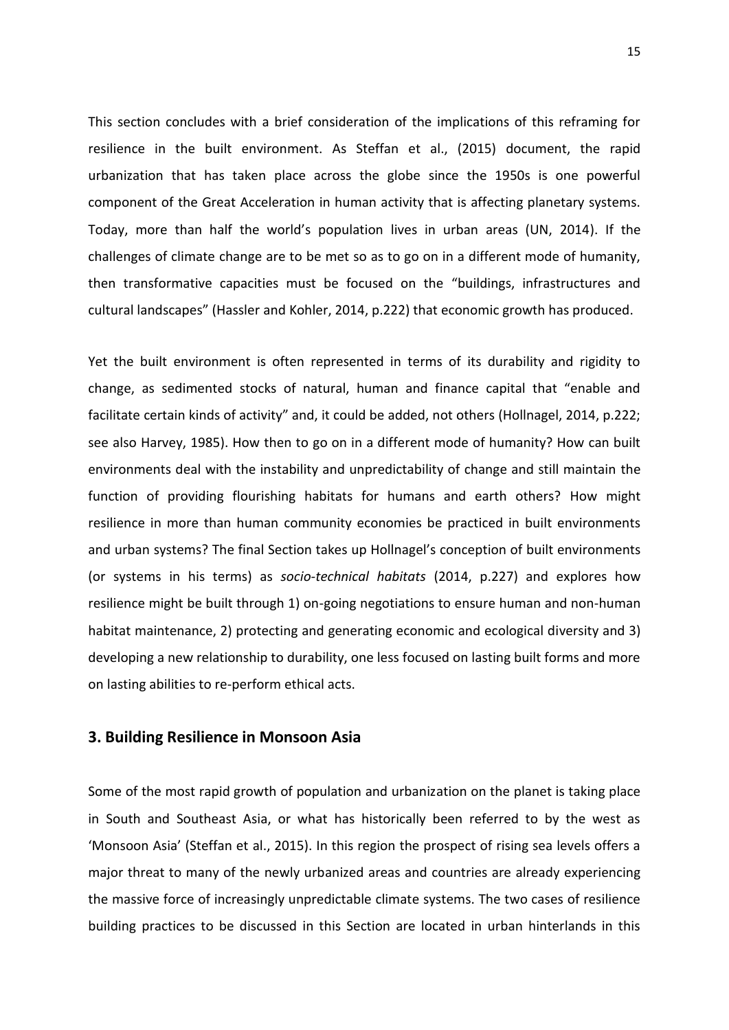This section concludes with a brief consideration of the implications of this reframing for resilience in the built environment. As Steffan et al., (2015) document, the rapid urbanization that has taken place across the globe since the 1950s is one powerful component of the Great Acceleration in human activity that is affecting planetary systems. Today, more than half the world's population lives in urban areas (UN, 2014). If the challenges of climate change are to be met so as to go on in a different mode of humanity, then transformative capacities must be focused on the "buildings, infrastructures and cultural landscapes" (Hassler and Kohler, 2014, p.222) that economic growth has produced.

Yet the built environment is often represented in terms of its durability and rigidity to change, as sedimented stocks of natural, human and finance capital that "enable and facilitate certain kinds of activity" and, it could be added, not others (Hollnagel, 2014, p.222; see also Harvey, 1985). How then to go on in a different mode of humanity? How can built environments deal with the instability and unpredictability of change and still maintain the function of providing flourishing habitats for humans and earth others? How might resilience in more than human community economies be practiced in built environments and urban systems? The final Section takes up Hollnagel's conception of built environments (or systems in his terms) as *socio-technical habitats* (2014, p.227) and explores how resilience might be built through 1) on-going negotiations to ensure human and non-human habitat maintenance, 2) protecting and generating economic and ecological diversity and 3) developing a new relationship to durability, one less focused on lasting built forms and more on lasting abilities to re-perform ethical acts.

## 3. Building Resilience in Monsoon Asia

Some of the most rapid growth of population and urbanization on the planet is taking place in South and Southeast Asia, or what has historically been referred to by the west as 'Monsoon Asia' (Steffan et al., 2015). In this region the prospect of rising sea levels offers a major threat to many of the newly urbanized areas and countries are already experiencing the massive force of increasingly unpredictable climate systems. The two cases of resilience building practices to be discussed in this Section are located in urban hinterlands in this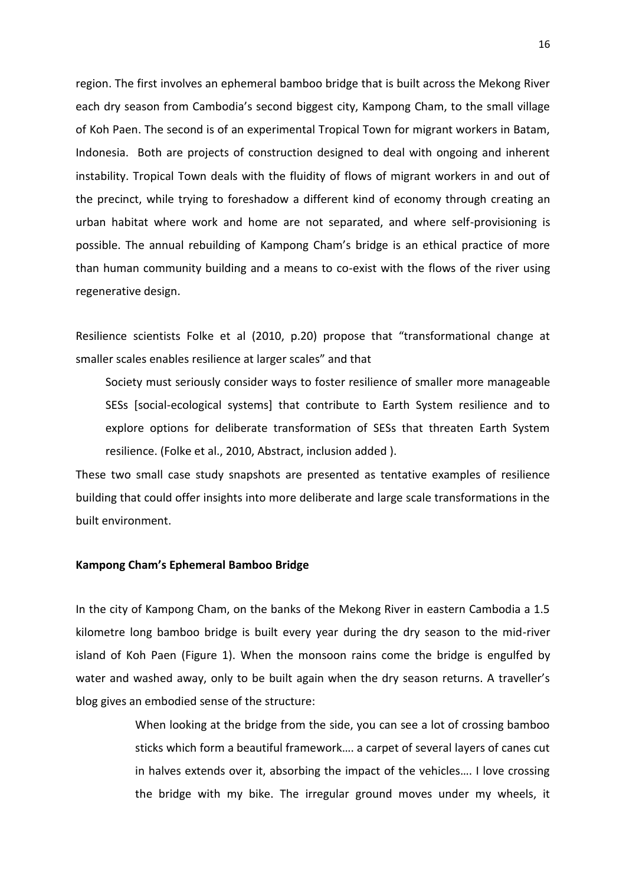region. The first involves an ephemeral bamboo bridge that is built across the Mekong River each dry season from Cambodia's second biggest city, Kampong Cham, to the small village of Koh Paen. The second is of an experimental Tropical Town for migrant workers in Batam, Indonesia. Both are projects of construction designed to deal with ongoing and inherent instability. Tropical Town deals with the fluidity of flows of migrant workers in and out of the precinct, while trying to foreshadow a different kind of economy through creating an urban habitat where work and home are not separated, and where self-provisioning is possible. The annual rebuilding of Kampong Cham's bridge is an ethical practice of more than human community building and a means to co-exist with the flows of the river using regenerative design.

Resilience scientists Folke et al (2010, p.20) propose that "transformational change at smaller scales enables resilience at larger scales" and that

> Society must seriously consider ways to foster resilience of smaller more manageable SESs [social-ecological systems] that contribute to Earth System resilience and to explore options for deliberate transformation of SESs that threaten Earth System resilience. (Folke et al., 2010, Abstract, inclusion added ).

These two small case study snapshots are presented as tentative examples of resilience building that could offer insights into more deliberate and large scale transformations in the built environment.

**Kampong Cham's Ephemeral Bamboo Bridge**

In the city of Kampong Cham, on the banks of the Mekong River in eastern Cambodia a 1.5 kilometre long bamboo bridge is built every year during the dry season to the mid-river island of Koh Paen (Figure 1). When the monsoon rains come the bridge is engulfed by water and washed away, only to be built again when the dry season returns. A traveller's blog gives an embodied sense of the structure:

> When looking at the bridge from the side, you can see a lot of crossing bamboo sticks which form a beautiful framework…. a carpet of several layers of canes cut in halves extends over it, absorbing the impact of the vehicles…. I love crossing the bridge with my bike. The irregular ground moves under my wheels, it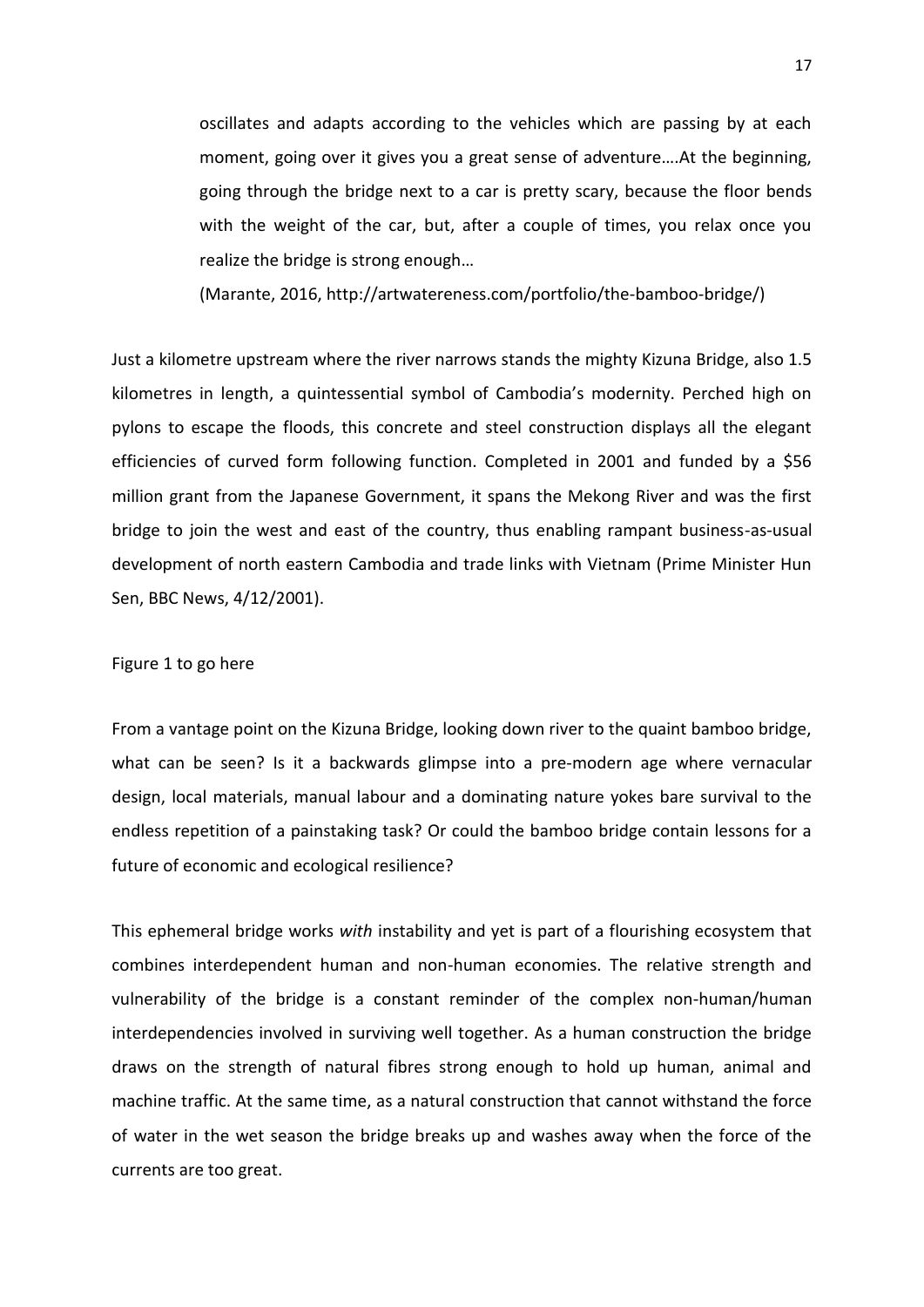> oscillates and adapts according to the vehicles which are passing by at each moment, going over it gives you a great sense of adventure….At the beginning, going through the bridge next to a car is pretty scary, because the floor bends with the weight of the car, but, after a couple of times, you relax once you realize the bridge is strong enough…
>
> (Marante, 2016, http://artwatereness.com/portfolio/the-bamboo-bridge/)

Just a kilometre upstream where the river narrows stands the mighty Kizuna Bridge, also 1.5 kilometres in length, a quintessential symbol of Cambodia's modernity. Perched high on pylons to escape the floods, this concrete and steel construction displays all the elegant efficiencies of curved form following function. Completed in 2001 and funded by a $56 million grant from the Japanese Government, it spans the Mekong River and was the first bridge to join the west and east of the country, thus enabling rampant business-as-usual development of north eastern Cambodia and trade links with Vietnam (Prime Minister Hun Sen, BBC News, 4/12/2001).

Figure 1 to go here

From a vantage point on the Kizuna Bridge, looking down river to the quaint bamboo bridge, what can be seen? Is it a backwards glimpse into a pre-modern age where vernacular design, local materials, manual labour and a dominating nature yokes bare survival to the endless repetition of a painstaking task? Or could the bamboo bridge contain lessons for a future of economic and ecological resilience?

This ephemeral bridge works *with* instability and yet is part of a flourishing ecosystem that combines interdependent human and non-human economies. The relative strength and vulnerability of the bridge is a constant reminder of the complex non-human/human interdependencies involved in surviving well together. As a human construction the bridge draws on the strength of natural fibres strong enough to hold up human, animal and machine traffic. At the same time, as a natural construction that cannot withstand the force of water in the wet season the bridge breaks up and washes away when the force of the currents are too great.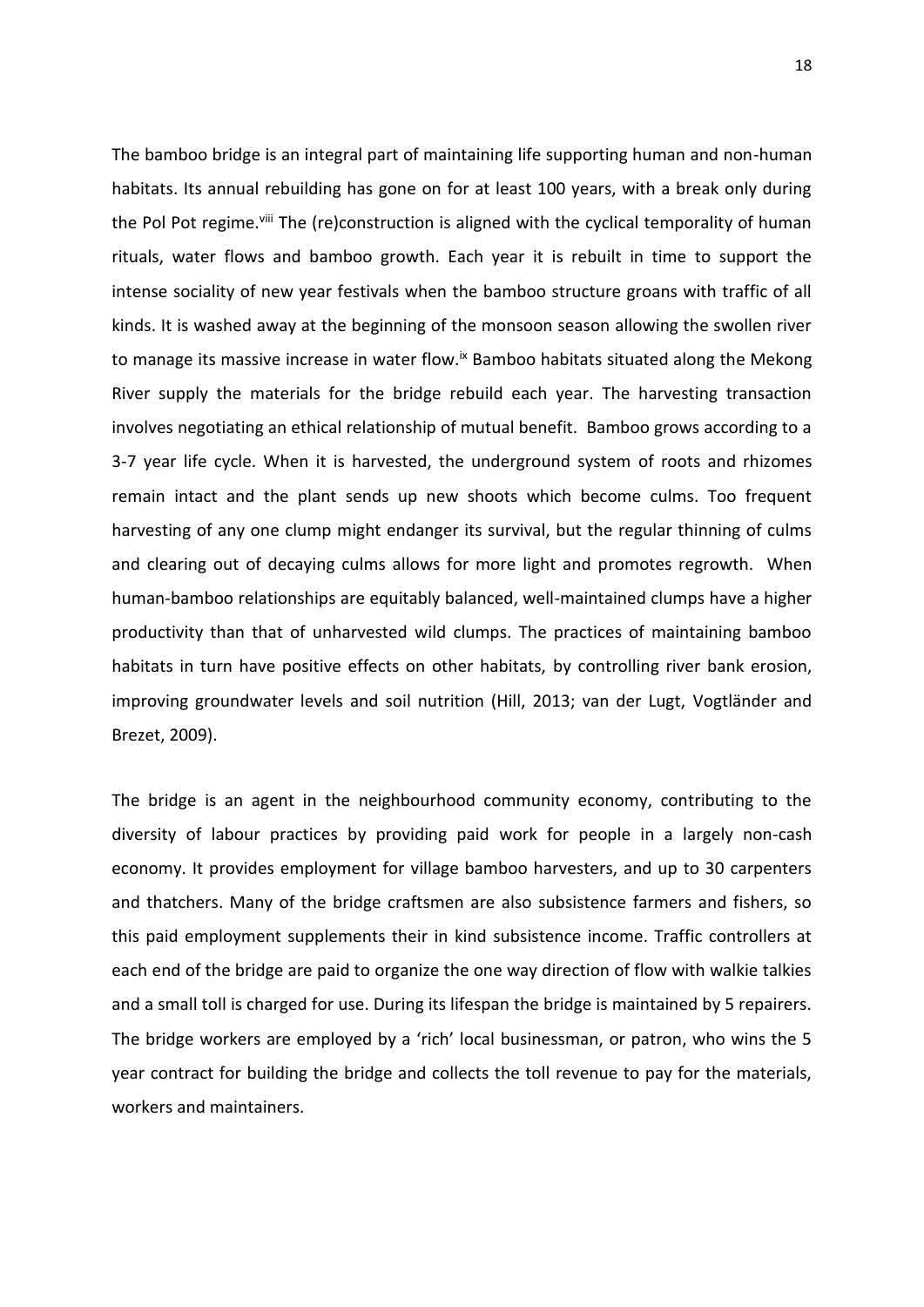The bamboo bridge is an integral part of maintaining life supporting human and non-human habitats. Its annual rebuilding has gone on for at least 100 years, with a break only during the Pol Pot regime.[viii] The (re)construction is aligned with the cyclical temporality of human rituals, water flows and bamboo growth. Each year it is rebuilt in time to support the intense sociality of new year festivals when the bamboo structure groans with traffic of all kinds. It is washed away at the beginning of the monsoon season allowing the swollen river to manage its massive increase in water flow.[ix] Bamboo habitats situated along the Mekong River supply the materials for the bridge rebuild each year. The harvesting transaction involves negotiating an ethical relationship of mutual benefit. Bamboo grows according to a 3-7 year life cycle. When it is harvested, the underground system of roots and rhizomes remain intact and the plant sends up new shoots which become culms. Too frequent harvesting of any one clump might endanger its survival, but the regular thinning of culms and clearing out of decaying culms allows for more light and promotes regrowth. When human-bamboo relationships are equitably balanced, well-maintained clumps have a higher productivity than that of unharvested wild clumps. The practices of maintaining bamboo habitats in turn have positive effects on other habitats, by controlling river bank erosion, improving groundwater levels and soil nutrition (Hill, 2013; van der Lugt, Vogtländer and Brezet, 2009).

The bridge is an agent in the neighbourhood community economy, contributing to the diversity of labour practices by providing paid work for people in a largely non-cash economy. It provides employment for village bamboo harvesters, and up to 30 carpenters and thatchers. Many of the bridge craftsmen are also subsistence farmers and fishers, so this paid employment supplements their in kind subsistence income. Traffic controllers at each end of the bridge are paid to organize the one way direction of flow with walkie talkies and a small toll is charged for use. During its lifespan the bridge is maintained by 5 repairers. The bridge workers are employed by a 'rich' local businessman, or patron, who wins the 5 year contract for building the bridge and collects the toll revenue to pay for the materials, workers and maintainers.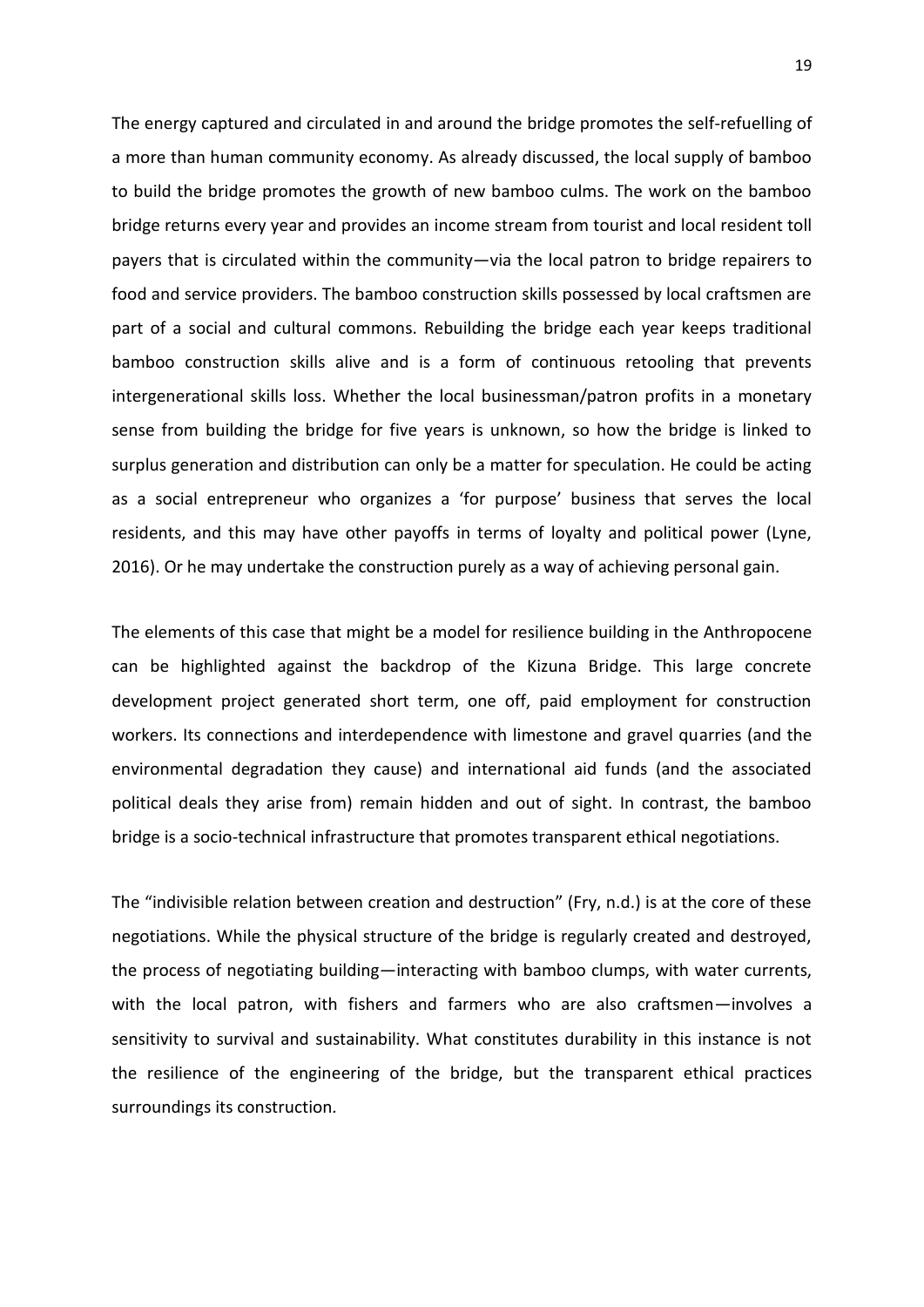The energy captured and circulated in and around the bridge promotes the self-refuelling of a more than human community economy. As already discussed, the local supply of bamboo to build the bridge promotes the growth of new bamboo culms. The work on the bamboo bridge returns every year and provides an income stream from tourist and local resident toll payers that is circulated within the community—via the local patron to bridge repairers to food and service providers. The bamboo construction skills possessed by local craftsmen are part of a social and cultural commons. Rebuilding the bridge each year keeps traditional bamboo construction skills alive and is a form of continuous retooling that prevents intergenerational skills loss. Whether the local businessman/patron profits in a monetary sense from building the bridge for five years is unknown, so how the bridge is linked to surplus generation and distribution can only be a matter for speculation. He could be acting as a social entrepreneur who organizes a 'for purpose' business that serves the local residents, and this may have other payoffs in terms of loyalty and political power (Lyne, 2016). Or he may undertake the construction purely as a way of achieving personal gain.

The elements of this case that might be a model for resilience building in the Anthropocene can be highlighted against the backdrop of the Kizuna Bridge. This large concrete development project generated short term, one off, paid employment for construction workers. Its connections and interdependence with limestone and gravel quarries (and the environmental degradation they cause) and international aid funds (and the associated political deals they arise from) remain hidden and out of sight. In contrast, the bamboo bridge is a socio-technical infrastructure that promotes transparent ethical negotiations.

The "indivisible relation between creation and destruction" (Fry, n.d.) is at the core of these negotiations. While the physical structure of the bridge is regularly created and destroyed, the process of negotiating building—interacting with bamboo clumps, with water currents, with the local patron, with fishers and farmers who are also craftsmen—involves a sensitivity to survival and sustainability. What constitutes durability in this instance is not the resilience of the engineering of the bridge, but the transparent ethical practices surroundings its construction.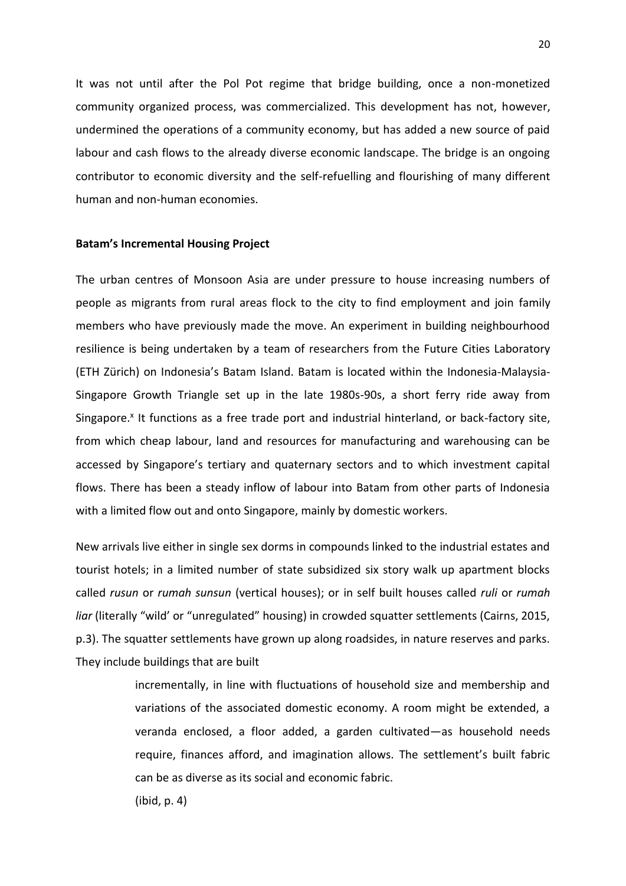It was not until after the Pol Pot regime that bridge building, once a non-monetized community organized process, was commercialized. This development has not, however, undermined the operations of a community economy, but has added a new source of paid labour and cash flows to the already diverse economic landscape. The bridge is an ongoing contributor to economic diversity and the self-refuelling and flourishing of many different human and non-human economies.

**Batam's Incremental Housing Project**

The urban centres of Monsoon Asia are under pressure to house increasing numbers of people as migrants from rural areas flock to the city to find employment and join family members who have previously made the move. An experiment in building neighbourhood resilience is being undertaken by a team of researchers from the Future Cities Laboratory (ETH Zürich) on Indonesia's Batam Island. Batam is located within the Indonesia-Malaysia-Singapore Growth Triangle set up in the late 1980s-90s, a short ferry ride away from Singapore.[x] It functions as a free trade port and industrial hinterland, or back-factory site, from which cheap labour, land and resources for manufacturing and warehousing can be accessed by Singapore's tertiary and quaternary sectors and to which investment capital flows. There has been a steady inflow of labour into Batam from other parts of Indonesia with a limited flow out and onto Singapore, mainly by domestic workers.

New arrivals live either in single sex dorms in compounds linked to the industrial estates and tourist hotels; in a limited number of state subsidized six story walk up apartment blocks called *rusun* or *rumah sunsun* (vertical houses); or in self built houses called *ruli* or *rumah liar* (literally "wild' or "unregulated" housing) in crowded squatter settlements (Cairns, 2015, p.3). The squatter settlements have grown up along roadsides, in nature reserves and parks. They include buildings that are built

> incrementally, in line with fluctuations of household size and membership and variations of the associated domestic economy. A room might be extended, a veranda enclosed, a floor added, a garden cultivated—as household needs require, finances afford, and imagination allows. The settlement's built fabric can be as diverse as its social and economic fabric.
>
> (ibid, p. 4)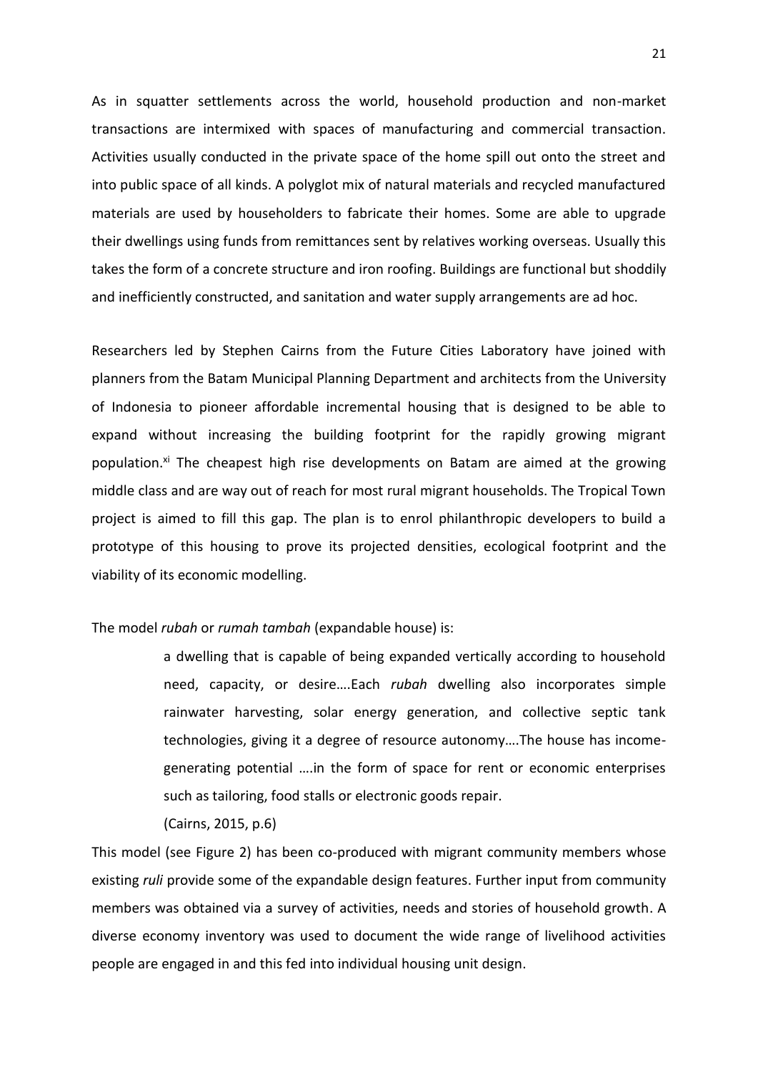As in squatter settlements across the world, household production and non-market transactions are intermixed with spaces of manufacturing and commercial transaction. Activities usually conducted in the private space of the home spill out onto the street and into public space of all kinds. A polyglot mix of natural materials and recycled manufactured materials are used by householders to fabricate their homes. Some are able to upgrade their dwellings using funds from remittances sent by relatives working overseas. Usually this takes the form of a concrete structure and iron roofing. Buildings are functional but shoddily and inefficiently constructed, and sanitation and water supply arrangements are ad hoc.

Researchers led by Stephen Cairns from the Future Cities Laboratory have joined with planners from the Batam Municipal Planning Department and architects from the University of Indonesia to pioneer affordable incremental housing that is designed to be able to expand without increasing the building footprint for the rapidly growing migrant population.[xi] The cheapest high rise developments on Batam are aimed at the growing middle class and are way out of reach for most rural migrant households. The Tropical Town project is aimed to fill this gap. The plan is to enrol philanthropic developers to build a prototype of this housing to prove its projected densities, ecological footprint and the viability of its economic modelling.

The model *rubah* or *rumah tambah* (expandable house) is:

> a dwelling that is capable of being expanded vertically according to household need, capacity, or desire….Each *rubah* dwelling also incorporates simple rainwater harvesting, solar energy generation, and collective septic tank technologies, giving it a degree of resource autonomy….The house has income-generating potential ….in the form of space for rent or economic enterprises such as tailoring, food stalls or electronic goods repair.
>
> (Cairns, 2015, p.6)

This model (see Figure 2) has been co-produced with migrant community members whose existing *ruli* provide some of the expandable design features. Further input from community members was obtained via a survey of activities, needs and stories of household growth. A diverse economy inventory was used to document the wide range of livelihood activities people are engaged in and this fed into individual housing unit design.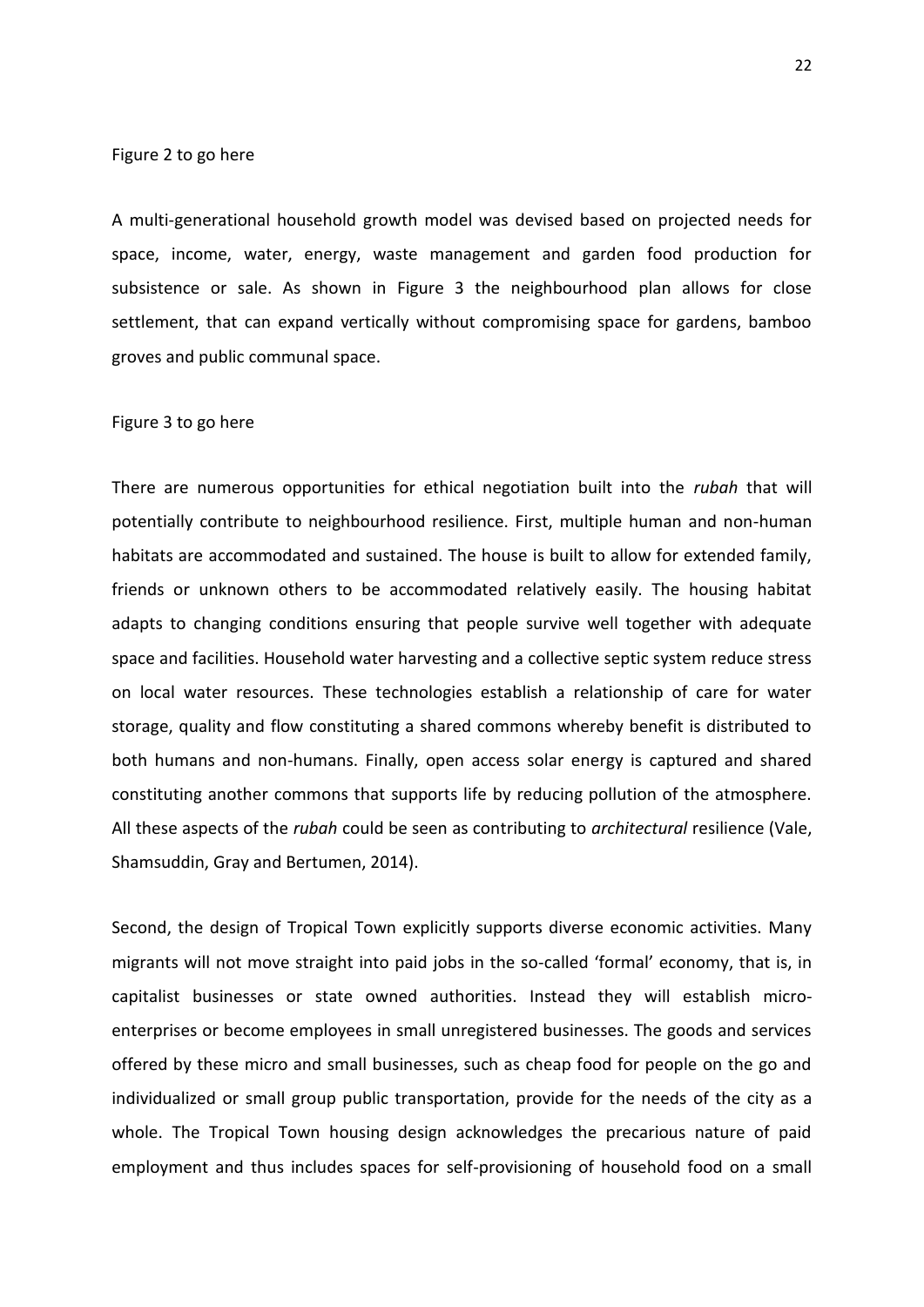Figure 2 to go here

A multi-generational household growth model was devised based on projected needs for space, income, water, energy, waste management and garden food production for subsistence or sale. As shown in Figure 3 the neighbourhood plan allows for close settlement, that can expand vertically without compromising space for gardens, bamboo groves and public communal space.

Figure 3 to go here

There are numerous opportunities for ethical negotiation built into the *rubah* that will potentially contribute to neighbourhood resilience. First, multiple human and non-human habitats are accommodated and sustained. The house is built to allow for extended family, friends or unknown others to be accommodated relatively easily. The housing habitat adapts to changing conditions ensuring that people survive well together with adequate space and facilities. Household water harvesting and a collective septic system reduce stress on local water resources. These technologies establish a relationship of care for water storage, quality and flow constituting a shared commons whereby benefit is distributed to both humans and non-humans. Finally, open access solar energy is captured and shared constituting another commons that supports life by reducing pollution of the atmosphere. All these aspects of the *rubah* could be seen as contributing to *architectural* resilience (Vale, Shamsuddin, Gray and Bertumen, 2014).

Second, the design of Tropical Town explicitly supports diverse economic activities. Many migrants will not move straight into paid jobs in the so-called 'formal' economy, that is, in capitalist businesses or state owned authorities. Instead they will establish micro-enterprises or become employees in small unregistered businesses. The goods and services offered by these micro and small businesses, such as cheap food for people on the go and individualized or small group public transportation, provide for the needs of the city as a whole. The Tropical Town housing design acknowledges the precarious nature of paid employment and thus includes spaces for self-provisioning of household food on a small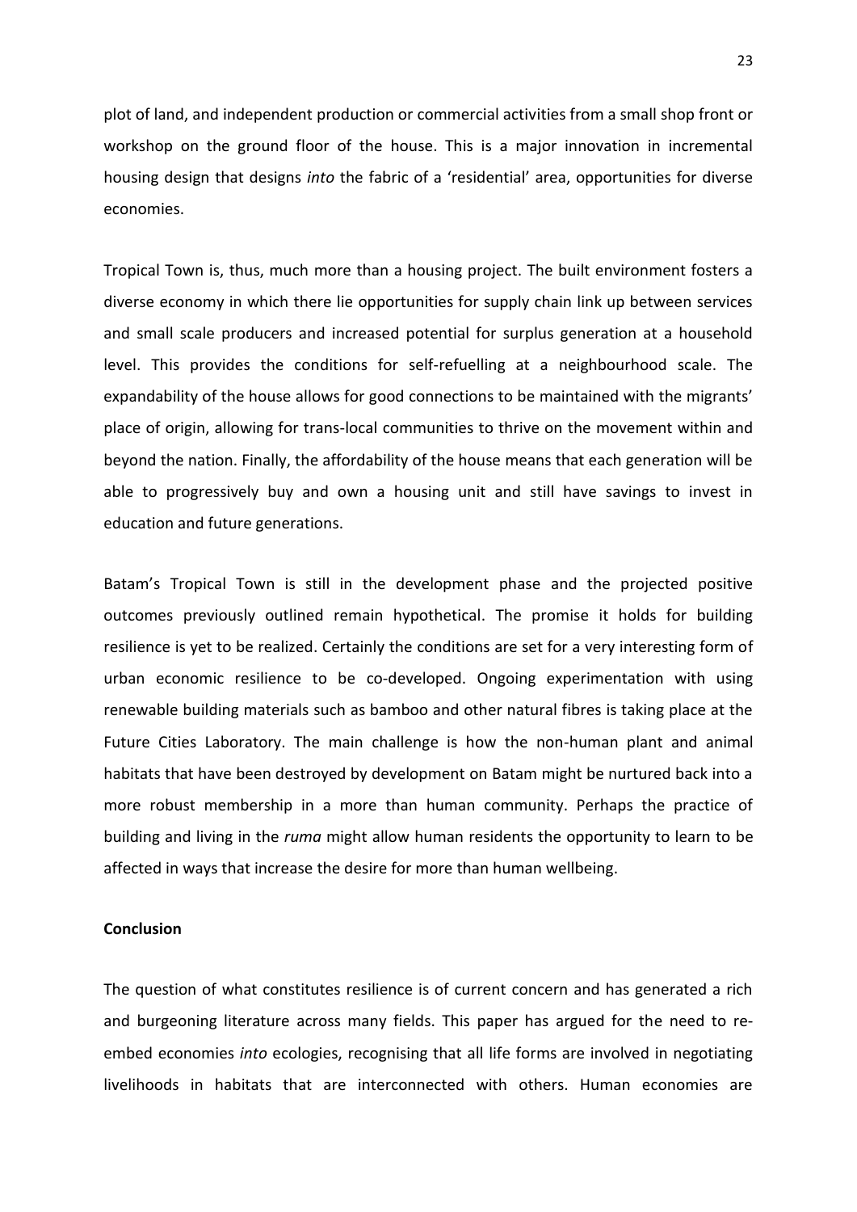plot of land, and independent production or commercial activities from a small shop front or workshop on the ground floor of the house. This is a major innovation in incremental housing design that designs *into* the fabric of a 'residential' area, opportunities for diverse economies.

Tropical Town is, thus, much more than a housing project. The built environment fosters a diverse economy in which there lie opportunities for supply chain link up between services and small scale producers and increased potential for surplus generation at a household level. This provides the conditions for self-refuelling at a neighbourhood scale. The expandability of the house allows for good connections to be maintained with the migrants' place of origin, allowing for trans-local communities to thrive on the movement within and beyond the nation. Finally, the affordability of the house means that each generation will be able to progressively buy and own a housing unit and still have savings to invest in education and future generations.

Batam's Tropical Town is still in the development phase and the projected positive outcomes previously outlined remain hypothetical. The promise it holds for building resilience is yet to be realized. Certainly the conditions are set for a very interesting form of urban economic resilience to be co-developed. Ongoing experimentation with using renewable building materials such as bamboo and other natural fibres is taking place at the Future Cities Laboratory. The main challenge is how the non-human plant and animal habitats that have been destroyed by development on Batam might be nurtured back into a more robust membership in a more than human community. Perhaps the practice of building and living in the *ruma* might allow human residents the opportunity to learn to be affected in ways that increase the desire for more than human wellbeing.

**Conclusion**

The question of what constitutes resilience is of current concern and has generated a rich and burgeoning literature across many fields. This paper has argued for the need to re-embed economies *into* ecologies, recognising that all life forms are involved in negotiating livelihoods in habitats that are interconnected with others. Human economies are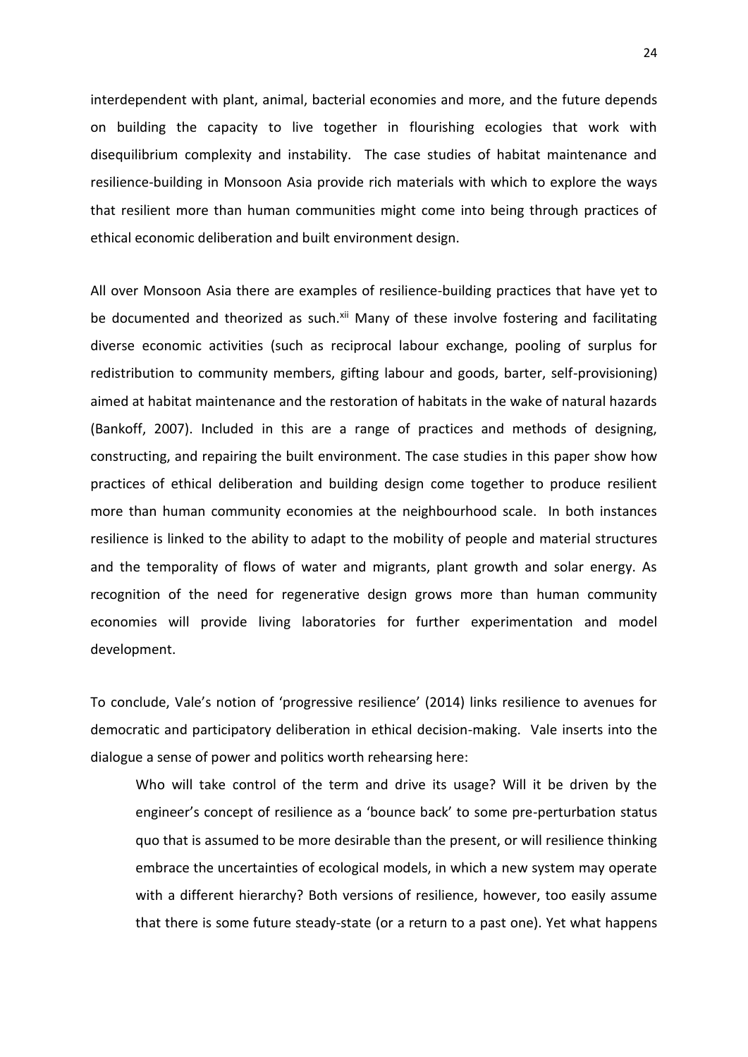interdependent with plant, animal, bacterial economies and more, and the future depends on building the capacity to live together in flourishing ecologies that work with disequilibrium complexity and instability. The case studies of habitat maintenance and resilience-building in Monsoon Asia provide rich materials with which to explore the ways that resilient more than human communities might come into being through practices of ethical economic deliberation and built environment design.

All over Monsoon Asia there are examples of resilience-building practices that have yet to be documented and theorized as such.[xii] Many of these involve fostering and facilitating diverse economic activities (such as reciprocal labour exchange, pooling of surplus for redistribution to community members, gifting labour and goods, barter, self-provisioning) aimed at habitat maintenance and the restoration of habitats in the wake of natural hazards (Bankoff, 2007). Included in this are a range of practices and methods of designing, constructing, and repairing the built environment. The case studies in this paper show how practices of ethical deliberation and building design come together to produce resilient more than human community economies at the neighbourhood scale. In both instances resilience is linked to the ability to adapt to the mobility of people and material structures and the temporality of flows of water and migrants, plant growth and solar energy. As recognition of the need for regenerative design grows more than human community economies will provide living laboratories for further experimentation and model development.

To conclude, Vale's notion of 'progressive resilience' (2014) links resilience to avenues for democratic and participatory deliberation in ethical decision-making. Vale inserts into the dialogue a sense of power and politics worth rehearsing here:

> Who will take control of the term and drive its usage? Will it be driven by the engineer's concept of resilience as a 'bounce back' to some pre-perturbation status quo that is assumed to be more desirable than the present, or will resilience thinking embrace the uncertainties of ecological models, in which a new system may operate with a different hierarchy? Both versions of resilience, however, too easily assume that there is some future steady-state (or a return to a past one). Yet what happens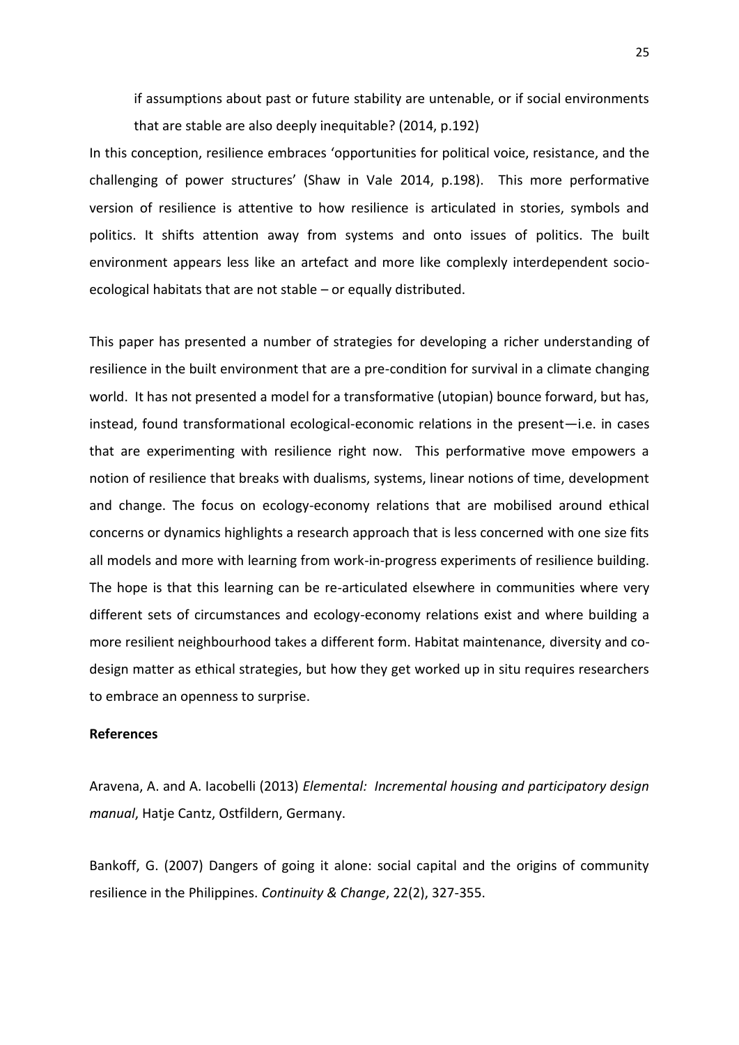> if assumptions about past or future stability are untenable, or if social environments that are stable are also deeply inequitable? (2014, p.192)

In this conception, resilience embraces 'opportunities for political voice, resistance, and the challenging of power structures' (Shaw in Vale 2014, p.198). This more performative version of resilience is attentive to how resilience is articulated in stories, symbols and politics. It shifts attention away from systems and onto issues of politics. The built environment appears less like an artefact and more like complexly interdependent socio-ecological habitats that are not stable – or equally distributed.

This paper has presented a number of strategies for developing a richer understanding of resilience in the built environment that are a pre-condition for survival in a climate changing world. It has not presented a model for a transformative (utopian) bounce forward, but has, instead, found transformational ecological-economic relations in the present—i.e. in cases that are experimenting with resilience right now. This performative move empowers a notion of resilience that breaks with dualisms, systems, linear notions of time, development and change. The focus on ecology-economy relations that are mobilised around ethical concerns or dynamics highlights a research approach that is less concerned with one size fits all models and more with learning from work-in-progress experiments of resilience building. The hope is that this learning can be re-articulated elsewhere in communities where very different sets of circumstances and ecology-economy relations exist and where building a more resilient neighbourhood takes a different form. Habitat maintenance, diversity and co-design matter as ethical strategies, but how they get worked up in situ requires researchers to embrace an openness to surprise.

**References**

Aravena, A. and A. Iacobelli (2013) *Elemental: Incremental housing and participatory design manual*, Hatje Cantz, Ostfildern, Germany.

Bankoff, G. (2007) Dangers of going it alone: social capital and the origins of community resilience in the Philippines. *Continuity & Change*, 22(2), 327-355.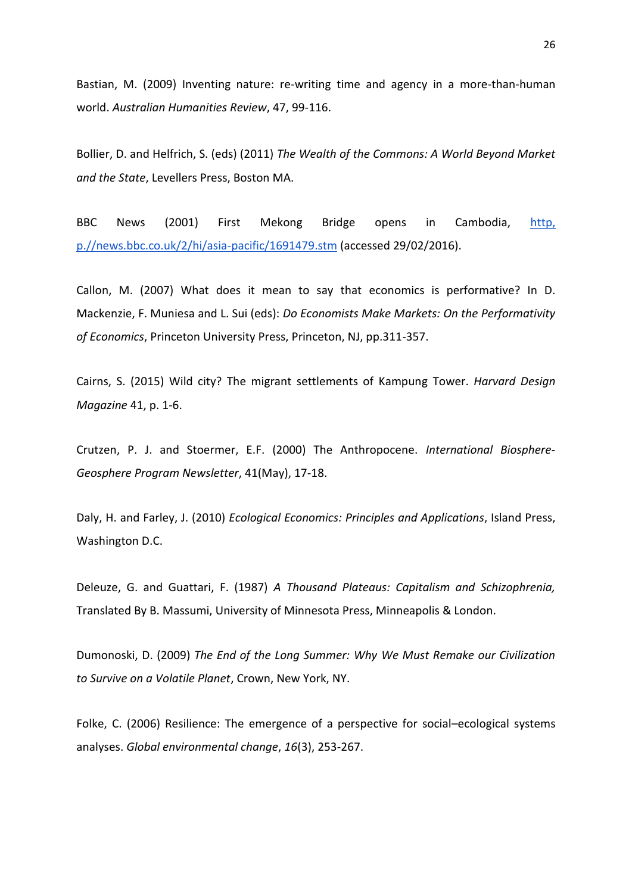Bastian, M. (2009) Inventing nature: re-writing time and agency in a more-than-human world. *Australian Humanities Review*, 47, 99-116.

Bollier, D. and Helfrich, S. (eds) (2011) *The Wealth of the Commons: A World Beyond Market and the State*, Levellers Press, Boston MA.

BBC News (2001) First Mekong Bridge opens in Cambodia, http, p.//news.bbc.co.uk/2/hi/asia-pacific/1691479.stm (accessed 29/02/2016).

Callon, M. (2007) What does it mean to say that economics is performative? In D. Mackenzie, F. Muniesa and L. Sui (eds): *Do Economists Make Markets: On the Performativity of Economics*, Princeton University Press, Princeton, NJ, pp.311-357.

Cairns, S. (2015) Wild city? The migrant settlements of Kampung Tower. *Harvard Design Magazine* 41, p. 1-6.

Crutzen, P. J. and Stoermer, E.F. (2000) The Anthropocene. *International Biosphere-Geosphere Program Newsletter*, 41(May), 17-18.

Daly, H. and Farley, J. (2010) *Ecological Economics: Principles and Applications*, Island Press, Washington D.C.

Deleuze, G. and Guattari, F. (1987) *A Thousand Plateaus: Capitalism and Schizophrenia,* Translated By B. Massumi, University of Minnesota Press, Minneapolis & London.

Dumonoski, D. (2009) *The End of the Long Summer: Why We Must Remake our Civilization to Survive on a Volatile Planet*, Crown, New York, NY.

Folke, C. (2006) Resilience: The emergence of a perspective for social–ecological systems analyses. *Global environmental change*, *16*(3), 253-267.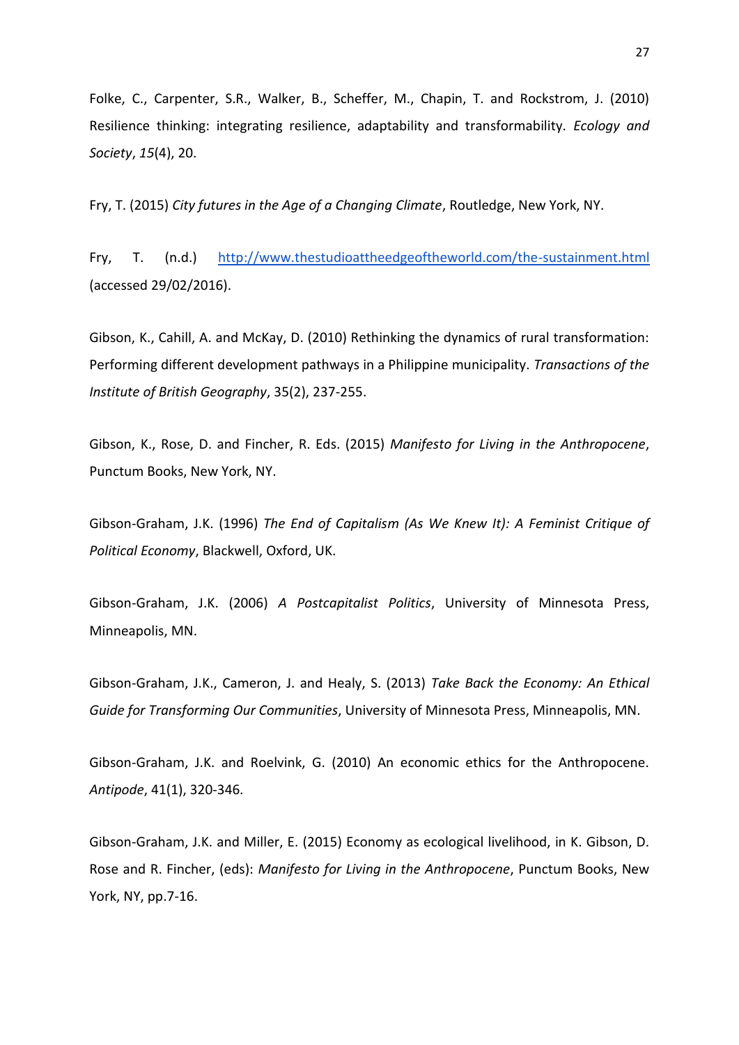Folke, C., Carpenter, S.R., Walker, B., Scheffer, M., Chapin, T. and Rockstrom, J. (2010) Resilience thinking: integrating resilience, adaptability and transformability. *Ecology and Society*, *15*(4), 20.

Fry, T. (2015) *City futures in the Age of a Changing Climate*, Routledge, New York, NY.

Fry, T. (n.d.) http://www.thestudioattheedgeoftheworld.com/the-sustainment.html (accessed 29/02/2016).

Gibson, K., Cahill, A. and McKay, D. (2010) Rethinking the dynamics of rural transformation: Performing different development pathways in a Philippine municipality. *Transactions of the Institute of British Geography*, 35(2), 237-255.

Gibson, K., Rose, D. and Fincher, R. Eds. (2015) *Manifesto for Living in the Anthropocene*, Punctum Books, New York, NY.

Gibson-Graham, J.K. (1996) *The End of Capitalism (As We Knew It): A Feminist Critique of Political Economy*, Blackwell, Oxford, UK.

Gibson-Graham, J.K. (2006) *A Postcapitalist Politics*, University of Minnesota Press, Minneapolis, MN.

Gibson-Graham, J.K., Cameron, J. and Healy, S. (2013) *Take Back the Economy: An Ethical Guide for Transforming Our Communities*, University of Minnesota Press, Minneapolis, MN.

Gibson-Graham, J.K. and Roelvink, G. (2010) An economic ethics for the Anthropocene. *Antipode*, 41(1), 320-346.

Gibson-Graham, J.K. and Miller, E. (2015) Economy as ecological livelihood, in K. Gibson, D. Rose and R. Fincher, (eds): *Manifesto for Living in the Anthropocene*, Punctum Books, New York, NY, pp.7-16.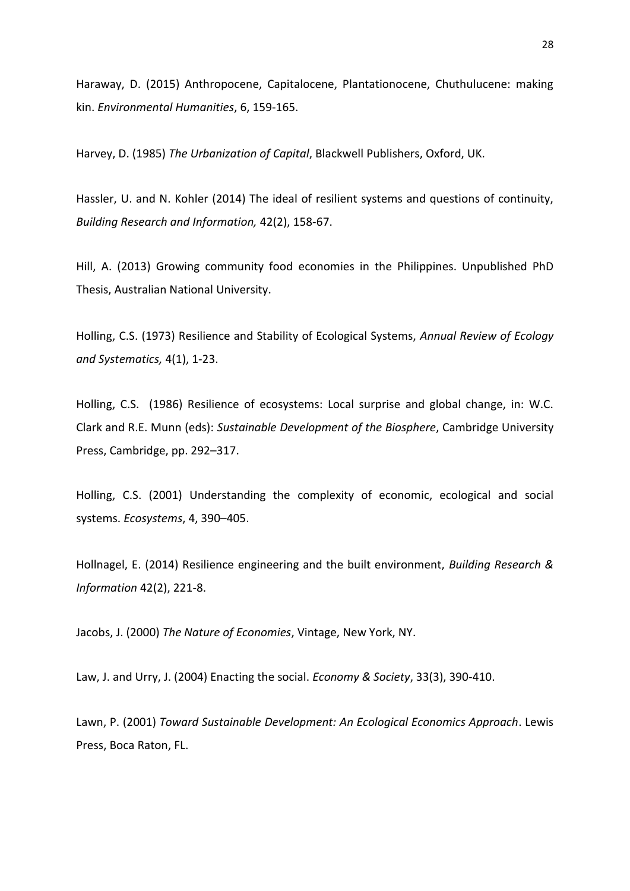Haraway, D. (2015) Anthropocene, Capitalocene, Plantationocene, Chuthulucene: making kin. *Environmental Humanities*, 6, 159-165.

Harvey, D. (1985) *The Urbanization of Capital*, Blackwell Publishers, Oxford, UK.

Hassler, U. and N. Kohler (2014) The ideal of resilient systems and questions of continuity, *Building Research and Information,* 42(2), 158-67.

Hill, A. (2013) Growing community food economies in the Philippines. Unpublished PhD Thesis, Australian National University.

Holling, C.S. (1973) Resilience and Stability of Ecological Systems, *Annual Review of Ecology and Systematics,* 4(1), 1-23.

Holling, C.S. (1986) Resilience of ecosystems: Local surprise and global change, in: W.C. Clark and R.E. Munn (eds): *Sustainable Development of the Biosphere*, Cambridge University Press, Cambridge, pp. 292–317.

Holling, C.S. (2001) Understanding the complexity of economic, ecological and social systems. *Ecosystems*, 4, 390–405.

Hollnagel, E. (2014) Resilience engineering and the built environment, *Building Research & Information* 42(2), 221-8.

Jacobs, J. (2000) *The Nature of Economies*, Vintage, New York, NY.

Law, J. and Urry, J. (2004) Enacting the social. *Economy & Society*, 33(3), 390-410.

Lawn, P. (2001) *Toward Sustainable Development: An Ecological Economics Approach*. Lewis Press, Boca Raton, FL.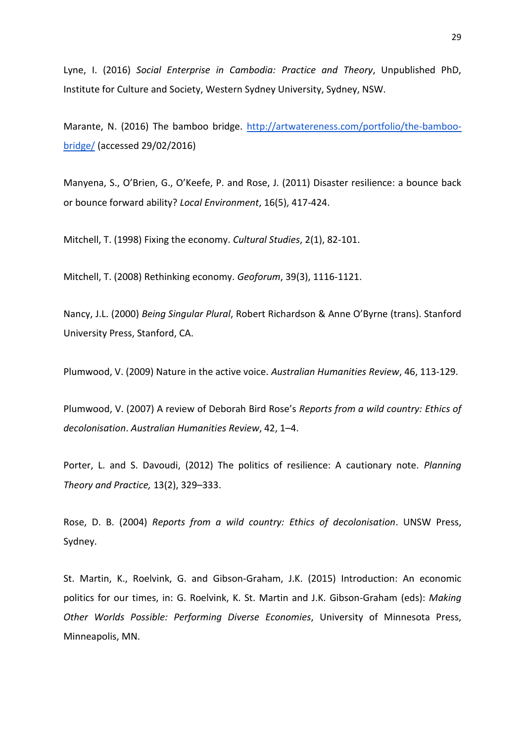Lyne, I. (2016) *Social Enterprise in Cambodia: Practice and Theory*, Unpublished PhD, Institute for Culture and Society, Western Sydney University, Sydney, NSW.

Marante, N. (2016) The bamboo bridge. [http://artwatereness.com/portfolio/the-bamboo-bridge/](http://artwatereness.com/portfolio/the-bamboo-bridge/) (accessed 29/02/2016)

Manyena, S., O'Brien, G., O'Keefe, P. and Rose, J. (2011) Disaster resilience: a bounce back or bounce forward ability? *Local Environment*, 16(5), 417-424.

Mitchell, T. (1998) Fixing the economy. *Cultural Studies*, 2(1), 82-101.

Mitchell, T. (2008) Rethinking economy. *Geoforum*, 39(3), 1116-1121.

Nancy, J.L. (2000) *Being Singular Plural*, Robert Richardson & Anne O'Byrne (trans). Stanford University Press, Stanford, CA.

Plumwood, V. (2009) Nature in the active voice. *Australian Humanities Review*, 46, 113-129.

Plumwood, V. (2007) A review of Deborah Bird Rose's *Reports from a wild country: Ethics of decolonisation*. *Australian Humanities Review*, 42, 1–4.

Porter, L. and S. Davoudi, (2012) The politics of resilience: A cautionary note. *Planning Theory and Practice,* 13(2), 329–333.

Rose, D. B. (2004) *Reports from a wild country: Ethics of decolonisation*. UNSW Press, Sydney.

St. Martin, K., Roelvink, G. and Gibson-Graham, J.K. (2015) Introduction: An economic politics for our times, in: G. Roelvink, K. St. Martin and J.K. Gibson-Graham (eds): *Making Other Worlds Possible: Performing Diverse Economies*, University of Minnesota Press, Minneapolis, MN.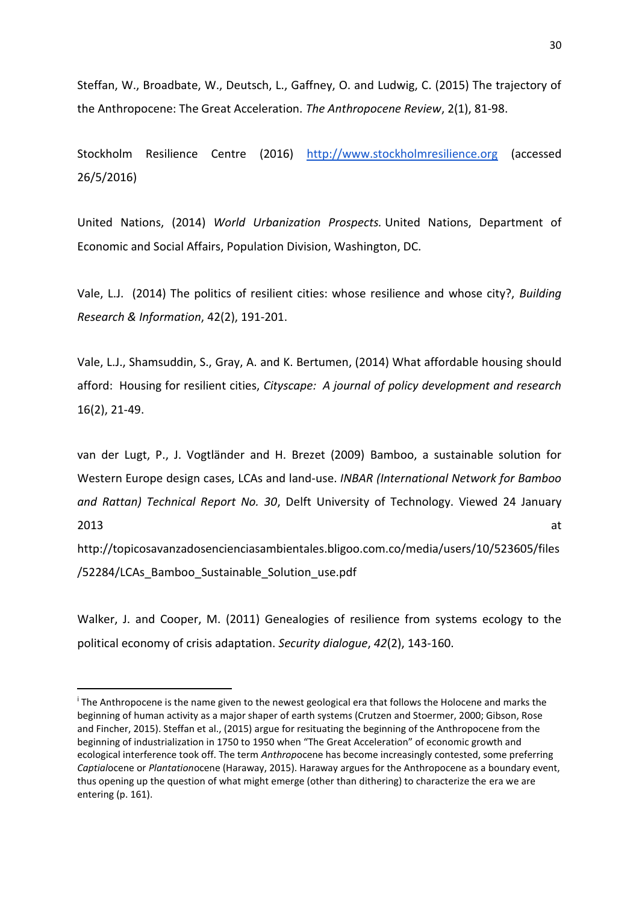Steffan, W., Broadbate, W., Deutsch, L., Gaffney, O. and Ludwig, C. (2015) The trajectory of the Anthropocene: The Great Acceleration. *The Anthropocene Review*, 2(1), 81-98.

Stockholm Resilience Centre (2016) http://www.stockholmresilience.org (accessed 26/5/2016)

United Nations, (2014) *World Urbanization Prospects.* United Nations, Department of Economic and Social Affairs, Population Division, Washington, DC.

Vale, L.J. (2014) The politics of resilient cities: whose resilience and whose city?, *Building Research & Information*, 42(2), 191-201.

Vale, L.J., Shamsuddin, S., Gray, A. and K. Bertumen, (2014) What affordable housing should afford: Housing for resilient cities, *Cityscape: A journal of policy development and research* 16(2), 21-49.

van der Lugt, P., J. Vogtländer and H. Brezet (2009) Bamboo, a sustainable solution for Western Europe design cases, LCAs and land-use. *INBAR (International Network for Bamboo and Rattan) Technical Report No. 30*, Delft University of Technology. Viewed 24 January 2013 at http://topicosavanzadosencienciasambientales.bligoo.com.co/media/users/10/523605/files/52284/LCAs_Bamboo_Sustainable_Solution_use.pdf

Walker, J. and Cooper, M. (2011) Genealogies of resilience from systems ecology to the political economy of crisis adaptation. *Security dialogue*, *42*(2), 143-160.

---

[i] The Anthropocene is the name given to the newest geological era that follows the Holocene and marks the beginning of human activity as a major shaper of earth systems (Crutzen and Stoermer, 2000; Gibson, Rose and Fincher, 2015). Steffan et al., (2015) argue for resituating the beginning of the Anthropocene from the beginning of industrialization in 1750 to 1950 when "The Great Acceleration" of economic growth and ecological interference took off. The term *Anthropo*cene has become increasingly contested, some preferring *Captial*ocene or *Plantation*ocene (Haraway, 2015). Haraway argues for the Anthropocene as a boundary event, thus opening up the question of what might emerge (other than dithering) to characterize the era we are entering (p. 161).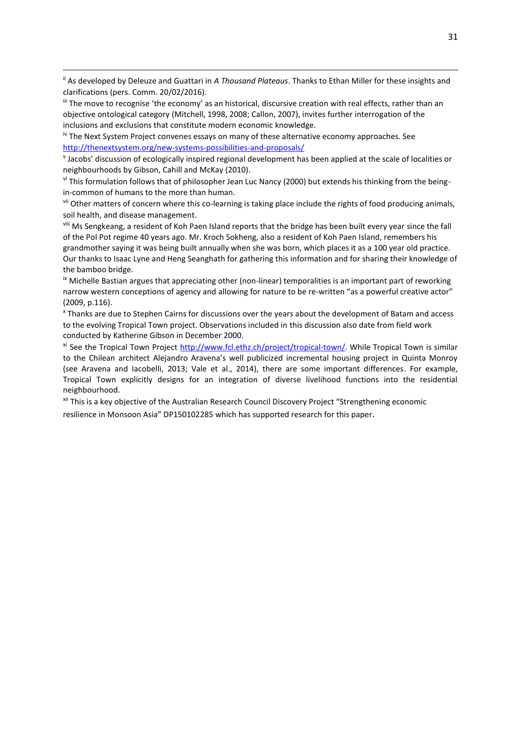[ii] As developed by Deleuze and Guattari in *A Thousand Plateaus*. Thanks to Ethan Miller for these insights and clarifications (pers. Comm. 20/02/2016).

[iii] The move to recognise 'the economy' as an historical, discursive creation with real effects, rather than an objective ontological category (Mitchell, 1998, 2008; Callon, 2007), invites further interrogation of the inclusions and exclusions that constitute modern economic knowledge.

[iv] The Next System Project convenes essays on many of these alternative economy approaches. See http://thenextsystem.org/new-systems-possibilities-and-proposals/

[v] Jacobs' discussion of ecologically inspired regional development has been applied at the scale of localities or neighbourhoods by Gibson, Cahill and McKay (2010).

[vi] This formulation follows that of philosopher Jean Luc Nancy (2000) but extends his thinking from the being-in-common of humans to the more than human.

[vii] Other matters of concern where this co-learning is taking place include the rights of food producing animals, soil health, and disease management.

[viii] Ms Sengkeang, a resident of Koh Paen Island reports that the bridge has been built every year since the fall of the Pol Pot regime 40 years ago. Mr. Kroch Sokheng, also a resident of Koh Paen Island, remembers his grandmother saying it was being built annually when she was born, which places it as a 100 year old practice. Our thanks to Isaac Lyne and Heng Seanghath for gathering this information and for sharing their knowledge of the bamboo bridge.

[ix] Michelle Bastian argues that appreciating other (non-linear) temporalities is an important part of reworking narrow western conceptions of agency and allowing for nature to be re-written "as a powerful creative actor" (2009, p.116).

[x] Thanks are due to Stephen Cairns for discussions over the years about the development of Batam and access to the evolving Tropical Town project. Observations included in this discussion also date from field work conducted by Katherine Gibson in December 2000.

[xi] See the Tropical Town Project http://www.fcl.ethz.ch/project/tropical-town/. While Tropical Town is similar to the Chilean architect Alejandro Aravena's well publicized incremental housing project in Quinta Monroy (see Aravena and Iacobelli, 2013; Vale et al., 2014), there are some important differences. For example, Tropical Town explicitly designs for an integration of diverse livelihood functions into the residential neighbourhood.

[xii] This is a key objective of the Australian Research Council Discovery Project "Strengthening economic resilience in Monsoon Asia" DP150102285 which has supported research for this paper.